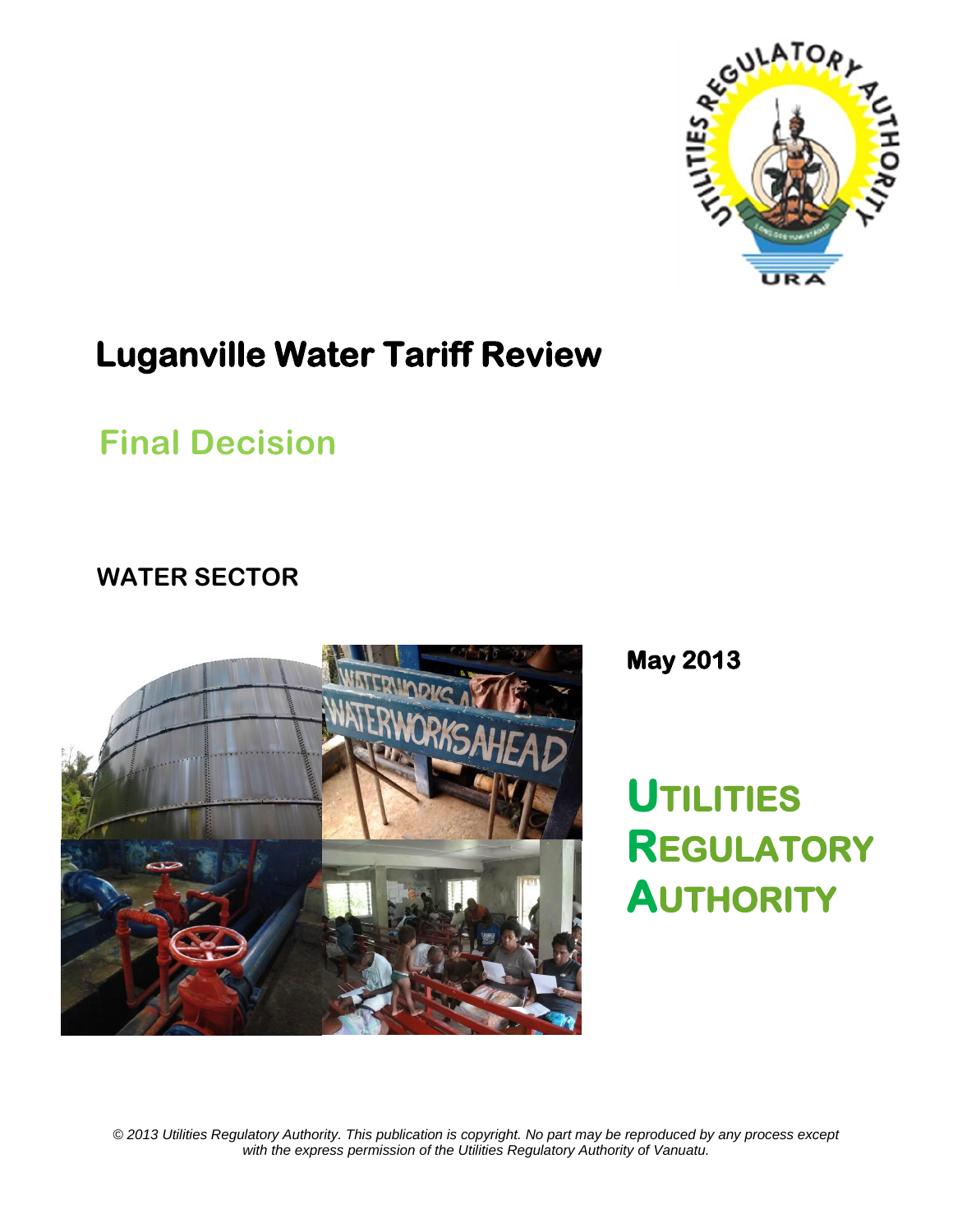# Luganville Water Tariff Review

## Final Decision

### WATER SECTOR

**May 2013**

**UTILITIES REGULATORY AUTHORITY**

*© 2013 Utilities Regulatory Authority. This publication is copyright. No part may be reproduced by any process except with the express permission of the Utilities Regulatory Authority of Vanuatu.*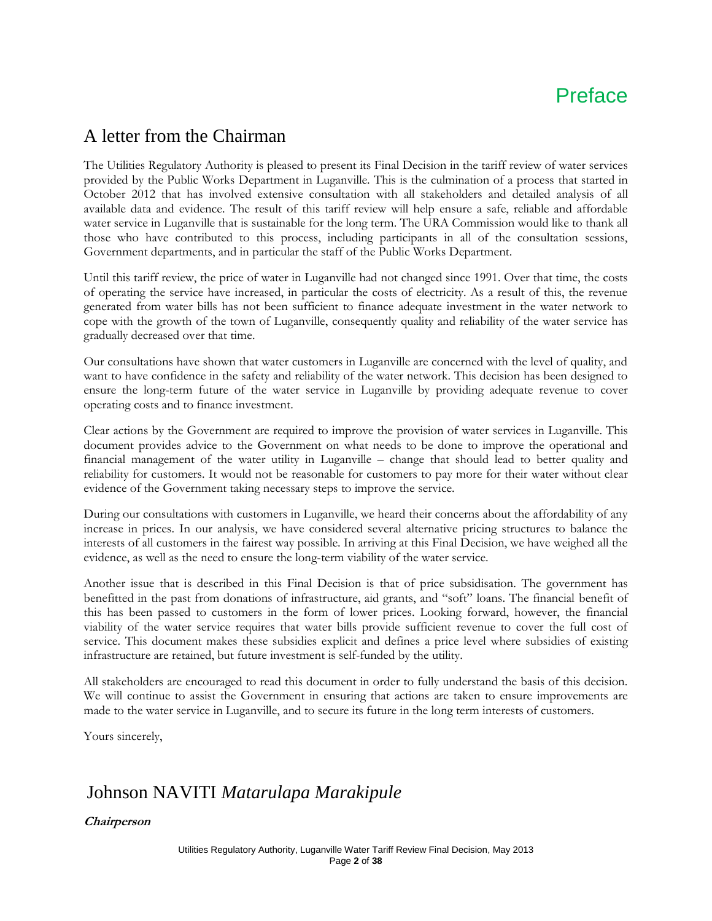# Preface

## A letter from the Chairman

The Utilities Regulatory Authority is pleased to present its Final Decision in the tariff review of water services provided by the Public Works Department in Luganville. This is the culmination of a process that started in October 2012 that has involved extensive consultation with all stakeholders and detailed analysis of all available data and evidence. The result of this tariff review will help ensure a safe, reliable and affordable water service in Luganville that is sustainable for the long term. The URA Commission would like to thank all those who have contributed to this process, including participants in all of the consultation sessions, Government departments, and in particular the staff of the Public Works Department.

Until this tariff review, the price of water in Luganville had not changed since 1991. Over that time, the costs of operating the service have increased, in particular the costs of electricity. As a result of this, the revenue generated from water bills has not been sufficient to finance adequate investment in the water network to cope with the growth of the town of Luganville, consequently quality and reliability of the water service has gradually decreased over that time.

Our consultations have shown that water customers in Luganville are concerned with the level of quality, and want to have confidence in the safety and reliability of the water network. This decision has been designed to ensure the long-term future of the water service in Luganville by providing adequate revenue to cover operating costs and to finance investment.

Clear actions by the Government are required to improve the provision of water services in Luganville. This document provides advice to the Government on what needs to be done to improve the operational and financial management of the water utility in Luganville – change that should lead to better quality and reliability for customers. It would not be reasonable for customers to pay more for their water without clear evidence of the Government taking necessary steps to improve the service.

During our consultations with customers in Luganville, we heard their concerns about the affordability of any increase in prices. In our analysis, we have considered several alternative pricing structures to balance the interests of all customers in the fairest way possible. In arriving at this Final Decision, we have weighed all the evidence, as well as the need to ensure the long-term viability of the water service.

Another issue that is described in this Final Decision is that of price subsidisation. The government has benefitted in the past from donations of infrastructure, aid grants, and "soft" loans. The financial benefit of this has been passed to customers in the form of lower prices. Looking forward, however, the financial viability of the water service requires that water bills provide sufficient revenue to cover the full cost of service. This document makes these subsidies explicit and defines a price level where subsidies of existing infrastructure are retained, but future investment is self-funded by the utility.

All stakeholders are encouraged to read this document in order to fully understand the basis of this decision. We will continue to assist the Government in ensuring that actions are taken to ensure improvements are made to the water service in Luganville, and to secure its future in the long term interests of customers.

Yours sincerely,

Johnson NAVITI *Matarulapa Marakipule*

***Chairperson***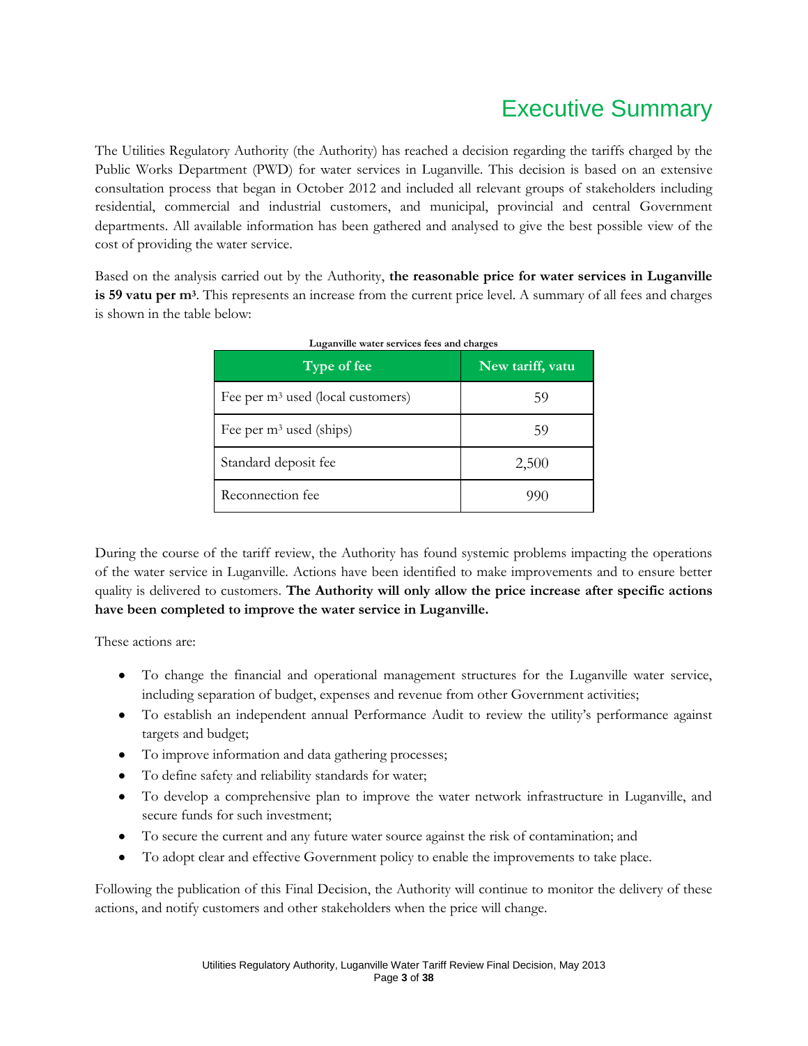# Executive Summary

The Utilities Regulatory Authority (the Authority) has reached a decision regarding the tariffs charged by the Public Works Department (PWD) for water services in Luganville. This decision is based on an extensive consultation process that began in October 2012 and included all relevant groups of stakeholders including residential, commercial and industrial customers, and municipal, provincial and central Government departments. All available information has been gathered and analysed to give the best possible view of the cost of providing the water service.

Based on the analysis carried out by the Authority, **the reasonable price for water services in Luganville is 59 vatu per m³**. This represents an increase from the current price level. A summary of all fees and charges is shown in the table below:

**Luganville water services fees and charges**

| Type of fee | New tariff, vatu |
|---|---|
| Fee per m³ used (local customers) | 59 |
| Fee per m³ used (ships) | 59 |
| Standard deposit fee | 2,500 |
| Reconnection fee | 990 |

During the course of the tariff review, the Authority has found systemic problems impacting the operations of the water service in Luganville. Actions have been identified to make improvements and to ensure better quality is delivered to customers. **The Authority will only allow the price increase after specific actions have been completed to improve the water service in Luganville.**

These actions are:

- To change the financial and operational management structures for the Luganville water service, including separation of budget, expenses and revenue from other Government activities;
- To establish an independent annual Performance Audit to review the utility's performance against targets and budget;
- To improve information and data gathering processes;
- To define safety and reliability standards for water;
- To develop a comprehensive plan to improve the water network infrastructure in Luganville, and secure funds for such investment;
- To secure the current and any future water source against the risk of contamination; and
- To adopt clear and effective Government policy to enable the improvements to take place.

Following the publication of this Final Decision, the Authority will continue to monitor the delivery of these actions, and notify customers and other stakeholders when the price will change.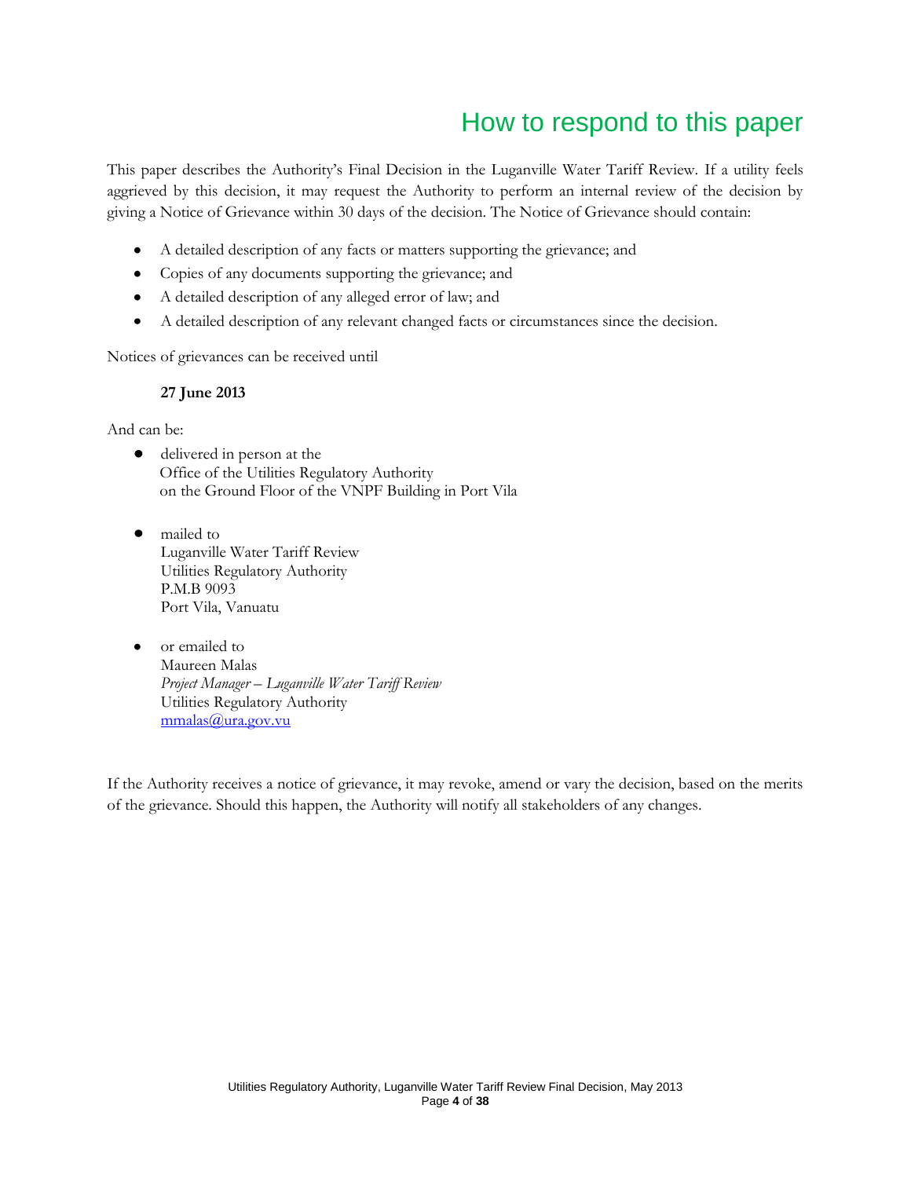# How to respond to this paper

This paper describes the Authority's Final Decision in the Luganville Water Tariff Review. If a utility feels aggrieved by this decision, it may request the Authority to perform an internal review of the decision by giving a Notice of Grievance within 30 days of the decision. The Notice of Grievance should contain:

- A detailed description of any facts or matters supporting the grievance; and
- Copies of any documents supporting the grievance; and
- A detailed description of any alleged error of law; and
- A detailed description of any relevant changed facts or circumstances since the decision.

Notices of grievances can be received until

**27 June 2013**

And can be:

- delivered in person at the
  Office of the Utilities Regulatory Authority
  on the Ground Floor of the VNPF Building in Port Vila

- mailed to
  Luganville Water Tariff Review
  Utilities Regulatory Authority
  P.M.B 9093
  Port Vila, Vanuatu

- or emailed to
  Maureen Malas
  *Project Manager – Luganville Water Tariff Review*
  Utilities Regulatory Authority
  mmalas@ura.gov.vu

If the Authority receives a notice of grievance, it may revoke, amend or vary the decision, based on the merits of the grievance. Should this happen, the Authority will notify all stakeholders of any changes.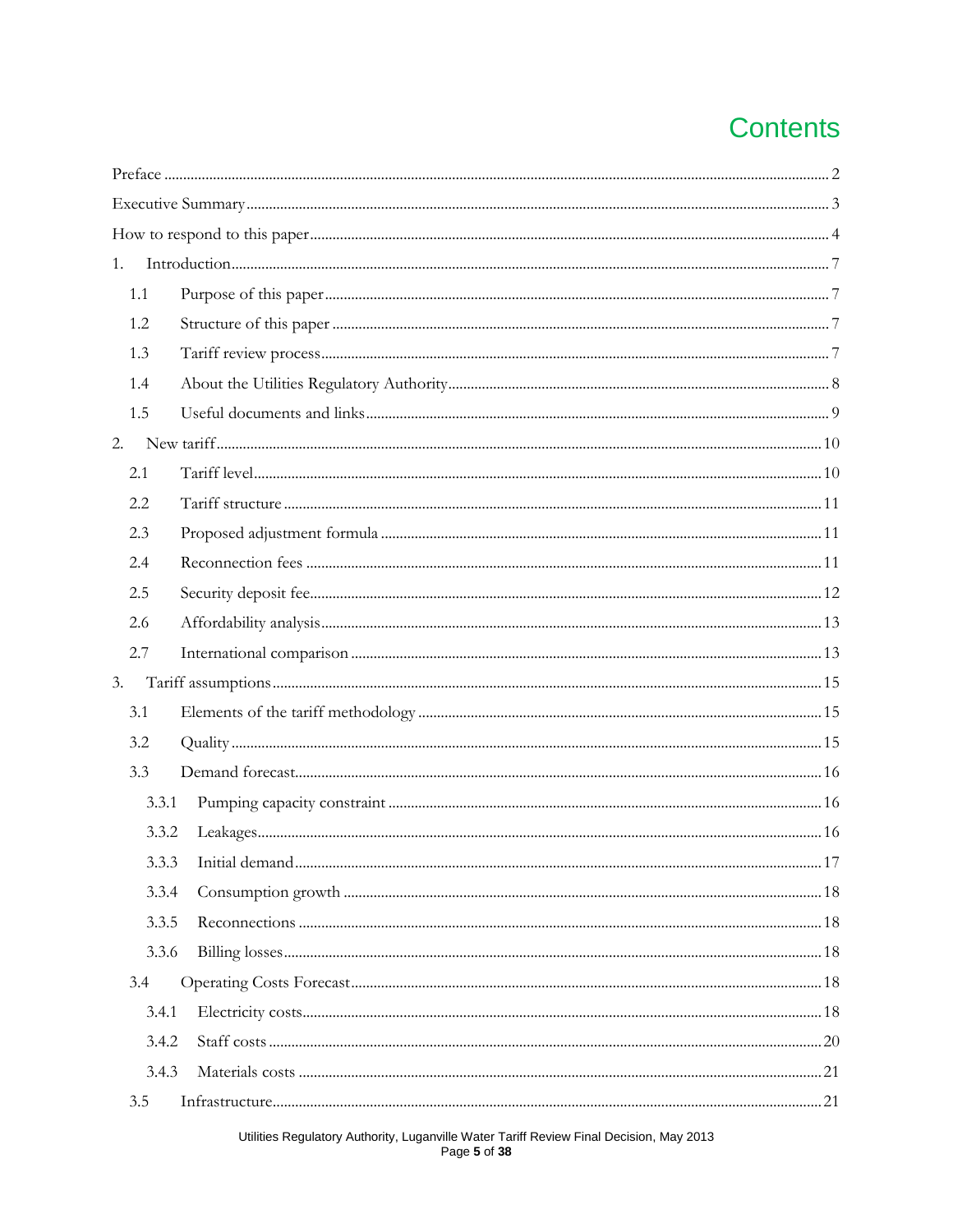# Contents

Preface ........................................................................ 2
Executive Summary ........................................................................ 3
How to respond to this paper ........................................................................ 4
1. Introduction ........................................................................ 7
  1.1 Purpose of this paper ........................................................................ 7
  1.2 Structure of this paper ........................................................................ 7
  1.3 Tariff review process ........................................................................ 7
  1.4 About the Utilities Regulatory Authority ........................................................................ 8
  1.5 Useful documents and links ........................................................................ 9
2. New tariff ........................................................................ 10
  2.1 Tariff level ........................................................................ 10
  2.2 Tariff structure ........................................................................ 11
  2.3 Proposed adjustment formula ........................................................................ 11
  2.4 Reconnection fees ........................................................................ 11
  2.5 Security deposit fee ........................................................................ 12
  2.6 Affordability analysis ........................................................................ 13
  2.7 International comparison ........................................................................ 13
3. Tariff assumptions ........................................................................ 15
  3.1 Elements of the tariff methodology ........................................................................ 15
  3.2 Quality ........................................................................ 15
  3.3 Demand forecast ........................................................................ 16
    3.3.1 Pumping capacity constraint ........................................................................ 16
    3.3.2 Leakages ........................................................................ 16
    3.3.3 Initial demand ........................................................................ 17
    3.3.4 Consumption growth ........................................................................ 18
    3.3.5 Reconnections ........................................................................ 18
    3.3.6 Billing losses ........................................................................ 18
  3.4 Operating Costs Forecast ........................................................................ 18
    3.4.1 Electricity costs ........................................................................ 18
    3.4.2 Staff costs ........................................................................ 20
    3.4.3 Materials costs ........................................................................ 21
  3.5 Infrastructure ........................................................................ 21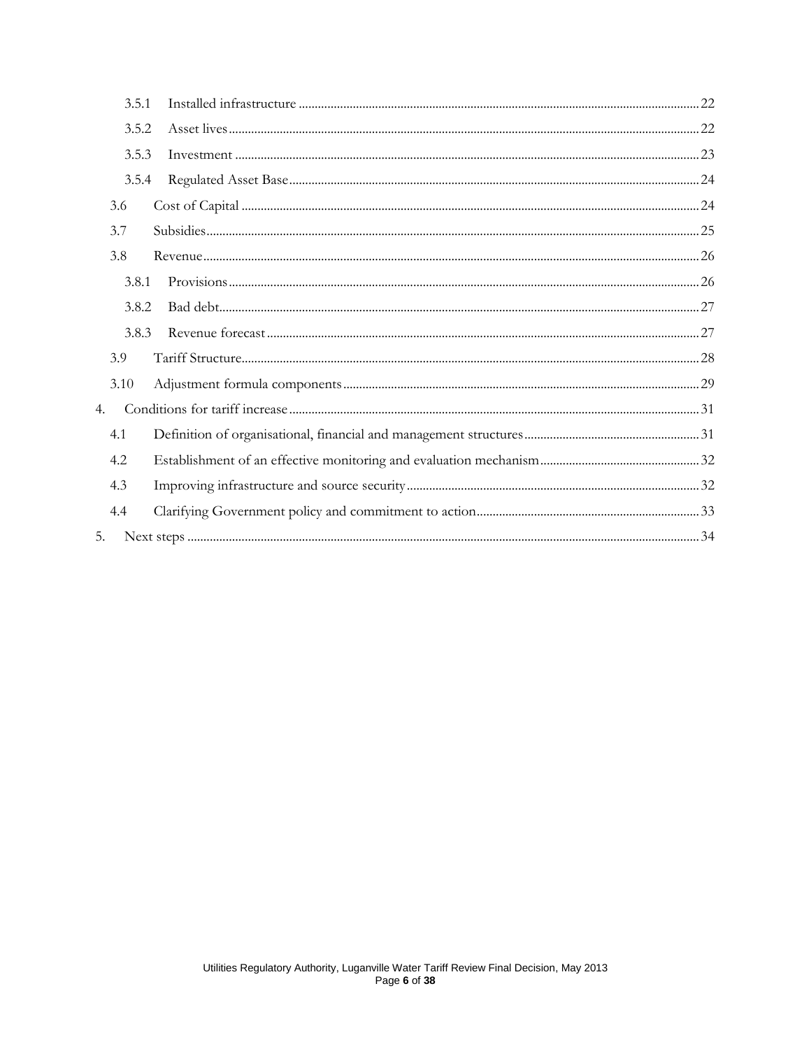3.5.1 Installed infrastructure ........ 22

3.5.2 Asset lives ........ 22

3.5.3 Investment ........ 23

3.5.4 Regulated Asset Base ........ 24

3.6 Cost of Capital ........ 24

3.7 Subsidies ........ 25

3.8 Revenue ........ 26

3.8.1 Provisions ........ 26

3.8.2 Bad debt ........ 27

3.8.3 Revenue forecast ........ 27

3.9 Tariff Structure ........ 28

3.10 Adjustment formula components ........ 29

4. Conditions for tariff increase ........ 31

4.1 Definition of organisational, financial and management structures ........ 31

4.2 Establishment of an effective monitoring and evaluation mechanism ........ 32

4.3 Improving infrastructure and source security ........ 32

4.4 Clarifying Government policy and commitment to action ........ 33

5. Next steps ........ 34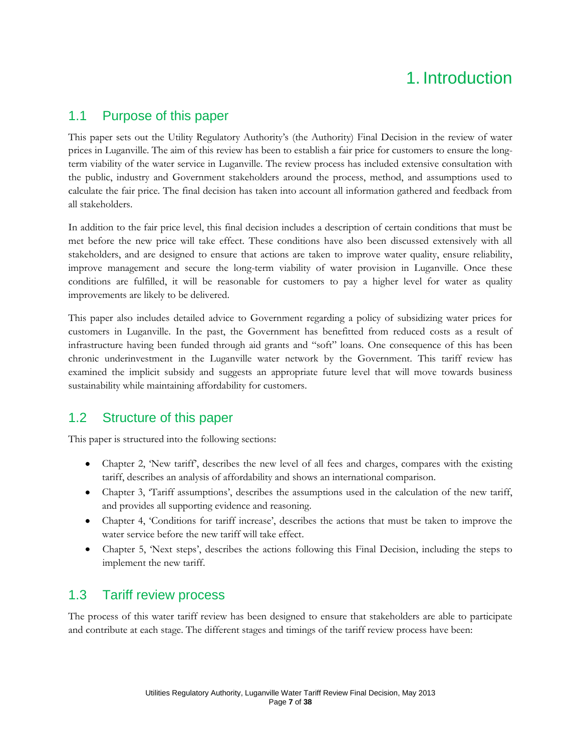# 1. Introduction

## 1.1 Purpose of this paper

This paper sets out the Utility Regulatory Authority's (the Authority) Final Decision in the review of water prices in Luganville. The aim of this review has been to establish a fair price for customers to ensure the long-term viability of the water service in Luganville. The review process has included extensive consultation with the public, industry and Government stakeholders around the process, method, and assumptions used to calculate the fair price. The final decision has taken into account all information gathered and feedback from all stakeholders.

In addition to the fair price level, this final decision includes a description of certain conditions that must be met before the new price will take effect. These conditions have also been discussed extensively with all stakeholders, and are designed to ensure that actions are taken to improve water quality, ensure reliability, improve management and secure the long-term viability of water provision in Luganville. Once these conditions are fulfilled, it will be reasonable for customers to pay a higher level for water as quality improvements are likely to be delivered.

This paper also includes detailed advice to Government regarding a policy of subsidizing water prices for customers in Luganville. In the past, the Government has benefitted from reduced costs as a result of infrastructure having been funded through aid grants and "soft" loans. One consequence of this has been chronic underinvestment in the Luganville water network by the Government. This tariff review has examined the implicit subsidy and suggests an appropriate future level that will move towards business sustainability while maintaining affordability for customers.

## 1.2 Structure of this paper

This paper is structured into the following sections:

- Chapter 2, 'New tariff', describes the new level of all fees and charges, compares with the existing tariff, describes an analysis of affordability and shows an international comparison.
- Chapter 3, 'Tariff assumptions', describes the assumptions used in the calculation of the new tariff, and provides all supporting evidence and reasoning.
- Chapter 4, 'Conditions for tariff increase', describes the actions that must be taken to improve the water service before the new tariff will take effect.
- Chapter 5, 'Next steps', describes the actions following this Final Decision, including the steps to implement the new tariff.

## 1.3 Tariff review process

The process of this water tariff review has been designed to ensure that stakeholders are able to participate and contribute at each stage. The different stages and timings of the tariff review process have been: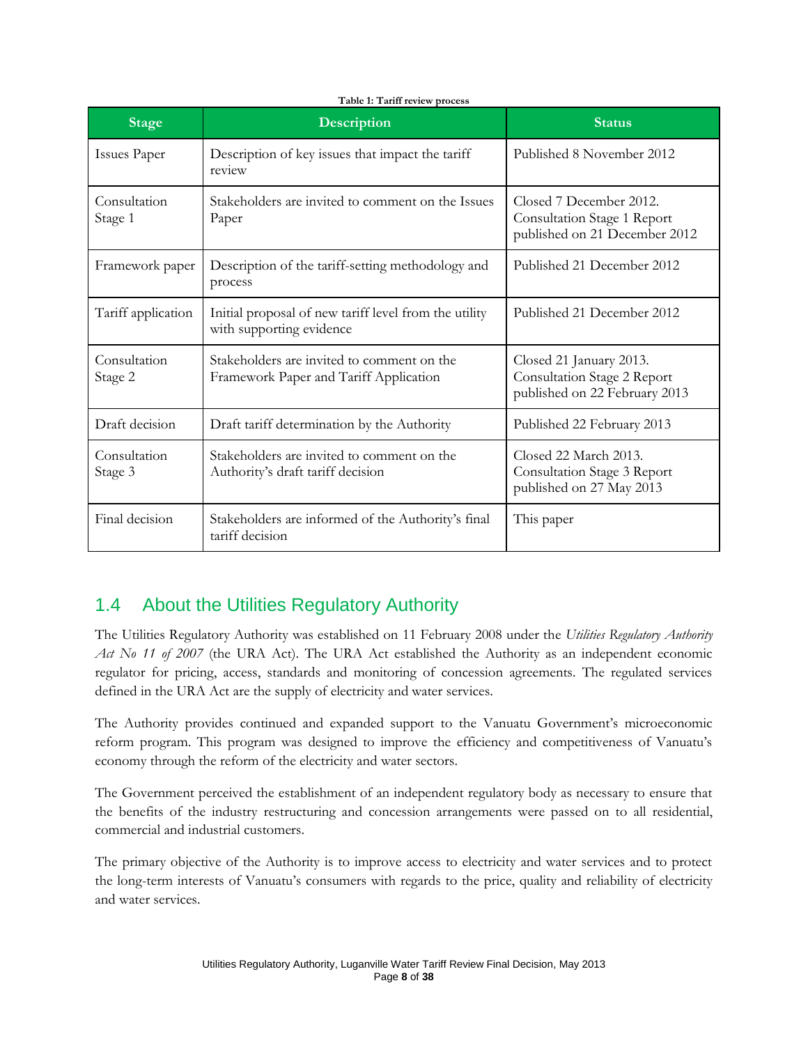**Table 1: Tariff review process**

| Stage | Description | Status |
|---|---|---|
| Issues Paper | Description of key issues that impact the tariff review | Published 8 November 2012 |
| Consultation Stage 1 | Stakeholders are invited to comment on the Issues Paper | Closed 7 December 2012. Consultation Stage 1 Report published on 21 December 2012 |
| Framework paper | Description of the tariff-setting methodology and process | Published 21 December 2012 |
| Tariff application | Initial proposal of new tariff level from the utility with supporting evidence | Published 21 December 2012 |
| Consultation Stage 2 | Stakeholders are invited to comment on the Framework Paper and Tariff Application | Closed 21 January 2013. Consultation Stage 2 Report published on 22 February 2013 |
| Draft decision | Draft tariff determination by the Authority | Published 22 February 2013 |
| Consultation Stage 3 | Stakeholders are invited to comment on the Authority's draft tariff decision | Closed 22 March 2013. Consultation Stage 3 Report published on 27 May 2013 |
| Final decision | Stakeholders are informed of the Authority's final tariff decision | This paper |

## 1.4 About the Utilities Regulatory Authority

The Utilities Regulatory Authority was established on 11 February 2008 under the *Utilities Regulatory Authority Act No 11 of 2007* (the URA Act). The URA Act established the Authority as an independent economic regulator for pricing, access, standards and monitoring of concession agreements. The regulated services defined in the URA Act are the supply of electricity and water services.

The Authority provides continued and expanded support to the Vanuatu Government's microeconomic reform program. This program was designed to improve the efficiency and competitiveness of Vanuatu's economy through the reform of the electricity and water sectors.

The Government perceived the establishment of an independent regulatory body as necessary to ensure that the benefits of the industry restructuring and concession arrangements were passed on to all residential, commercial and industrial customers.

The primary objective of the Authority is to improve access to electricity and water services and to protect the long-term interests of Vanuatu's consumers with regards to the price, quality and reliability of electricity and water services.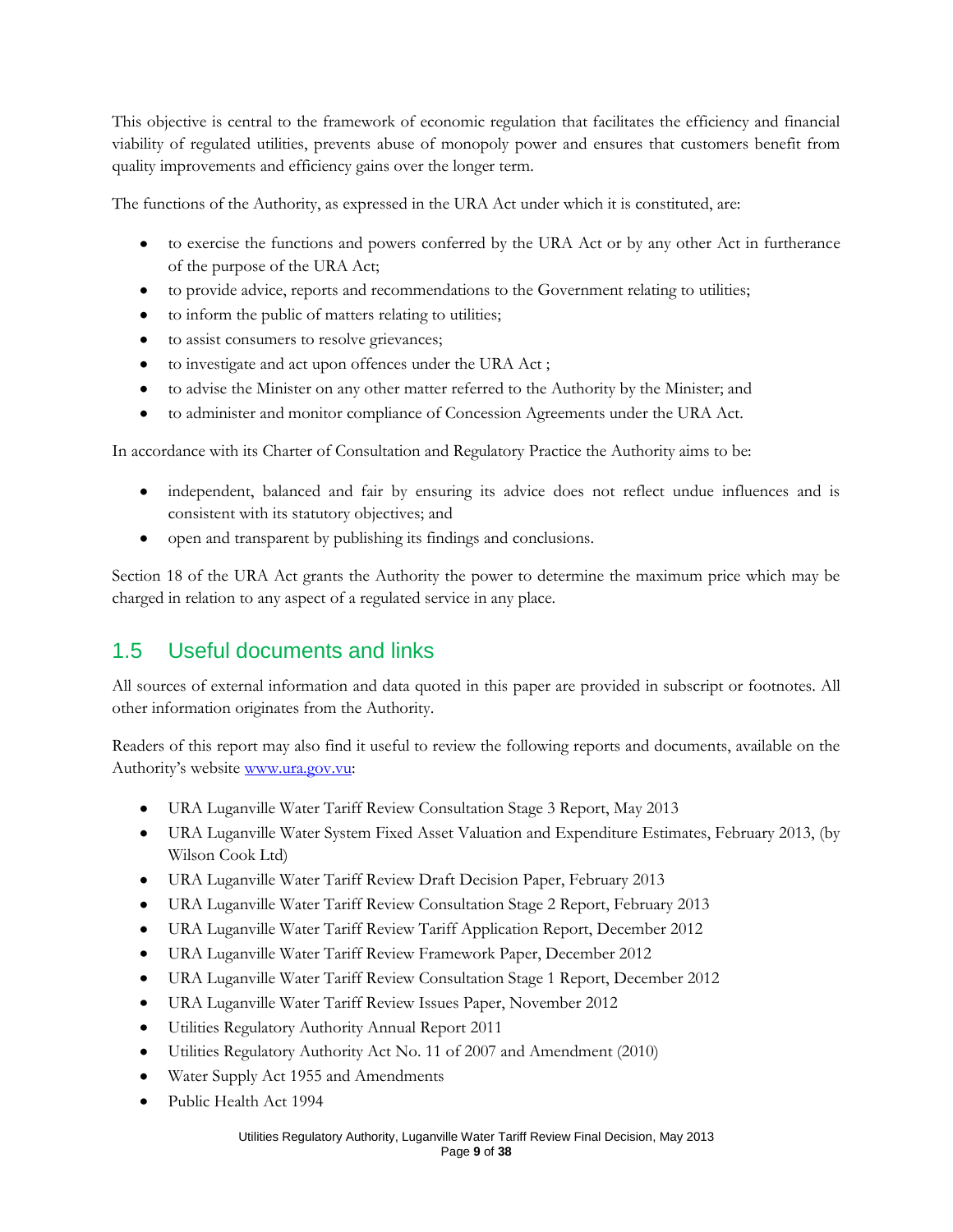This objective is central to the framework of economic regulation that facilitates the efficiency and financial viability of regulated utilities, prevents abuse of monopoly power and ensures that customers benefit from quality improvements and efficiency gains over the longer term.

The functions of the Authority, as expressed in the URA Act under which it is constituted, are:

- to exercise the functions and powers conferred by the URA Act or by any other Act in furtherance of the purpose of the URA Act;
- to provide advice, reports and recommendations to the Government relating to utilities;
- to inform the public of matters relating to utilities;
- to assist consumers to resolve grievances;
- to investigate and act upon offences under the URA Act ;
- to advise the Minister on any other matter referred to the Authority by the Minister; and
- to administer and monitor compliance of Concession Agreements under the URA Act.

In accordance with its Charter of Consultation and Regulatory Practice the Authority aims to be:

- independent, balanced and fair by ensuring its advice does not reflect undue influences and is consistent with its statutory objectives; and
- open and transparent by publishing its findings and conclusions.

Section 18 of the URA Act grants the Authority the power to determine the maximum price which may be charged in relation to any aspect of a regulated service in any place.

## 1.5 Useful documents and links

All sources of external information and data quoted in this paper are provided in subscript or footnotes. All other information originates from the Authority.

Readers of this report may also find it useful to review the following reports and documents, available on the Authority's website www.ura.gov.vu:

- URA Luganville Water Tariff Review Consultation Stage 3 Report, May 2013
- URA Luganville Water System Fixed Asset Valuation and Expenditure Estimates, February 2013, (by Wilson Cook Ltd)
- URA Luganville Water Tariff Review Draft Decision Paper, February 2013
- URA Luganville Water Tariff Review Consultation Stage 2 Report, February 2013
- URA Luganville Water Tariff Review Tariff Application Report, December 2012
- URA Luganville Water Tariff Review Framework Paper, December 2012
- URA Luganville Water Tariff Review Consultation Stage 1 Report, December 2012
- URA Luganville Water Tariff Review Issues Paper, November 2012
- Utilities Regulatory Authority Annual Report 2011
- Utilities Regulatory Authority Act No. 11 of 2007 and Amendment (2010)
- Water Supply Act 1955 and Amendments
- Public Health Act 1994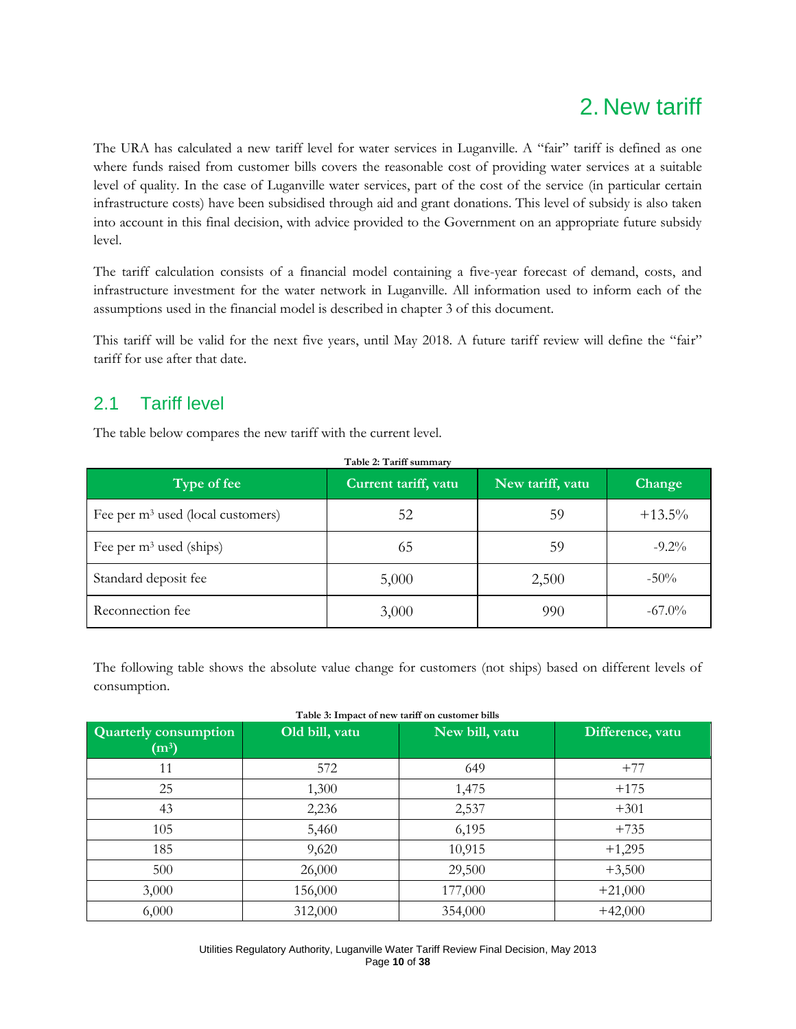# 2. New tariff

The URA has calculated a new tariff level for water services in Luganville. A "fair" tariff is defined as one where funds raised from customer bills covers the reasonable cost of providing water services at a suitable level of quality. In the case of Luganville water services, part of the cost of the service (in particular certain infrastructure costs) have been subsidised through aid and grant donations. This level of subsidy is also taken into account in this final decision, with advice provided to the Government on an appropriate future subsidy level.

The tariff calculation consists of a financial model containing a five-year forecast of demand, costs, and infrastructure investment for the water network in Luganville. All information used to inform each of the assumptions used in the financial model is described in chapter 3 of this document.

This tariff will be valid for the next five years, until May 2018. A future tariff review will define the "fair" tariff for use after that date.

## 2.1 Tariff level

The table below compares the new tariff with the current level.

**Table 2: Tariff summary**

| Type of fee | Current tariff, vatu | New tariff, vatu | Change |
|---|---|---|---|
| Fee per $m^3$ used (local customers) | 52 | 59 | +13.5% |
| Fee per $m^3$ used (ships) | 65 | 59 | -9.2% |
| Standard deposit fee | 5,000 | 2,500 | -50% |
| Reconnection fee | 3,000 | 990 | -67.0% |

The following table shows the absolute value change for customers (not ships) based on different levels of consumption.

**Table 3: Impact of new tariff on customer bills**

| Quarterly consumption ($m^3$) | Old bill, vatu | New bill, vatu | Difference, vatu |
|---|---|---|---|
| 11 | 572 | 649 | +77 |
| 25 | 1,300 | 1,475 | +175 |
| 43 | 2,236 | 2,537 | +301 |
| 105 | 5,460 | 6,195 | +735 |
| 185 | 9,620 | 10,915 | +1,295 |
| 500 | 26,000 | 29,500 | +3,500 |
| 3,000 | 156,000 | 177,000 | +21,000 |
| 6,000 | 312,000 | 354,000 | +42,000 |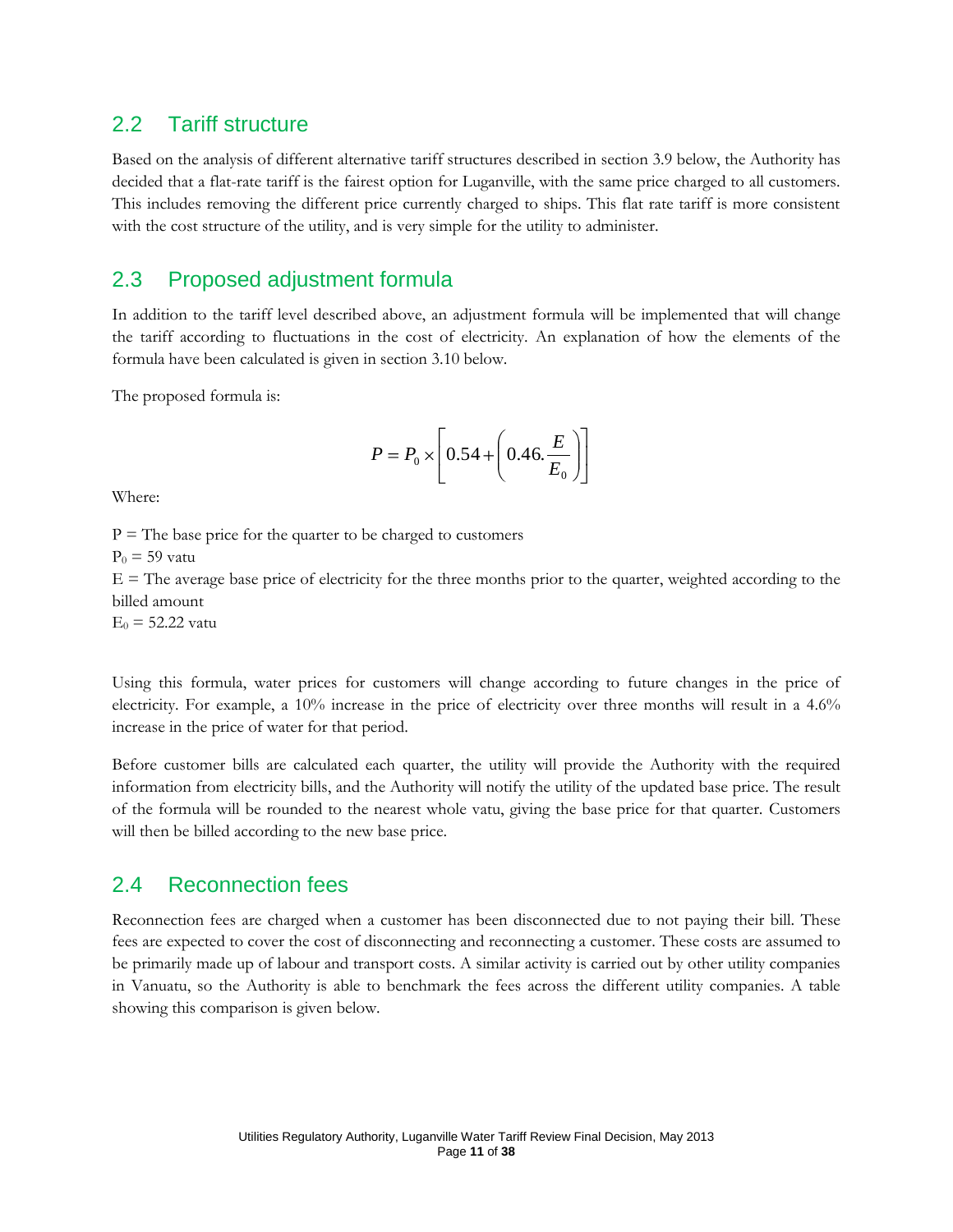## 2.2 Tariff structure

Based on the analysis of different alternative tariff structures described in section 3.9 below, the Authority has decided that a flat-rate tariff is the fairest option for Luganville, with the same price charged to all customers. This includes removing the different price currently charged to ships. This flat rate tariff is more consistent with the cost structure of the utility, and is very simple for the utility to administer.

## 2.3 Proposed adjustment formula

In addition to the tariff level described above, an adjustment formula will be implemented that will change the tariff according to fluctuations in the cost of electricity. An explanation of how the elements of the formula have been calculated is given in section 3.10 below.

The proposed formula is:

$$P = P_0 \times \left[ 0.54 + \left( 0.46.\frac{E}{E_0} \right) \right]$$

Where:

$P$ = The base price for the quarter to be charged to customers
$P_0$ = 59 vatu
$E$ = The average base price of electricity for the three months prior to the quarter, weighted according to the billed amount
$E_0$ = 52.22 vatu

Using this formula, water prices for customers will change according to future changes in the price of electricity. For example, a 10% increase in the price of electricity over three months will result in a 4.6% increase in the price of water for that period.

Before customer bills are calculated each quarter, the utility will provide the Authority with the required information from electricity bills, and the Authority will notify the utility of the updated base price. The result of the formula will be rounded to the nearest whole vatu, giving the base price for that quarter. Customers will then be billed according to the new base price.

## 2.4 Reconnection fees

Reconnection fees are charged when a customer has been disconnected due to not paying their bill. These fees are expected to cover the cost of disconnecting and reconnecting a customer. These costs are assumed to be primarily made up of labour and transport costs. A similar activity is carried out by other utility companies in Vanuatu, so the Authority is able to benchmark the fees across the different utility companies. A table showing this comparison is given below.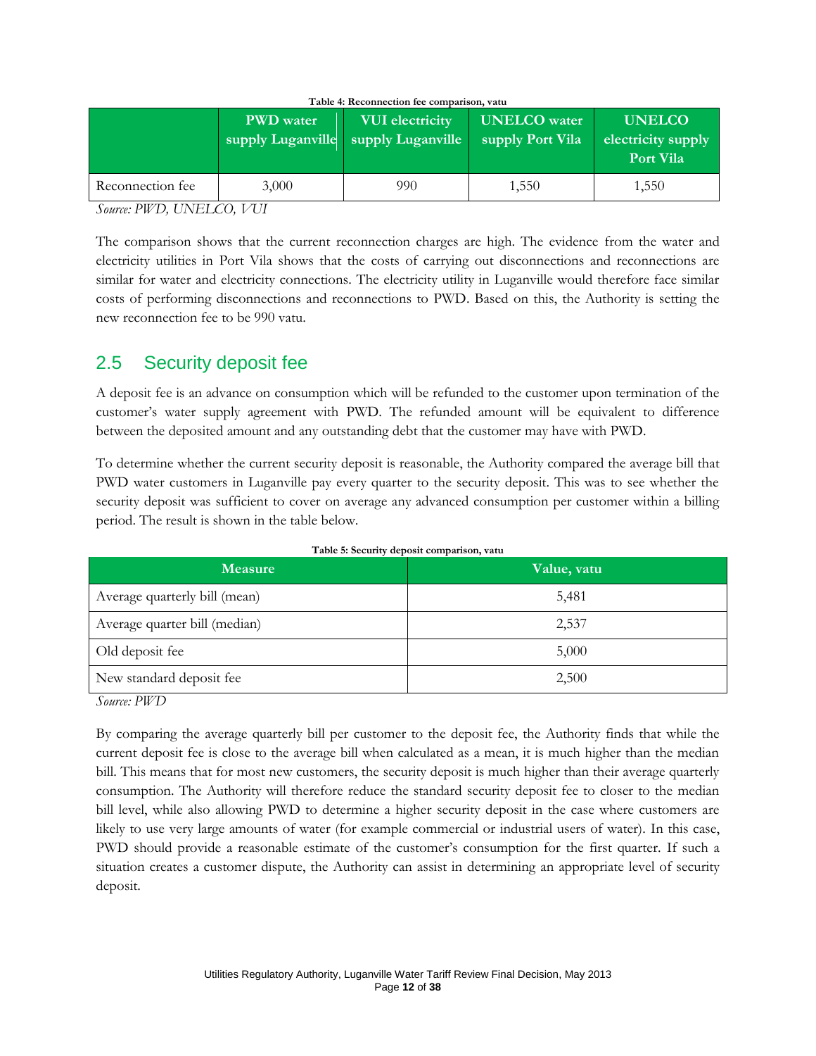**Table 4: Reconnection fee comparison, vatu**

| | PWD water supply Luganville | VUI electricity supply Luganville | UNELCO water supply Port Vila | UNELCO electricity supply Port Vila |
|---|---|---|---|---|
| Reconnection fee | 3,000 | 990 | 1,550 | 1,550 |

*Source: PWD, UNELCO, VUI*

The comparison shows that the current reconnection charges are high. The evidence from the water and electricity utilities in Port Vila shows that the costs of carrying out disconnections and reconnections are similar for water and electricity connections. The electricity utility in Luganville would therefore face similar costs of performing disconnections and reconnections to PWD. Based on this, the Authority is setting the new reconnection fee to be 990 vatu.

## 2.5 Security deposit fee

A deposit fee is an advance on consumption which will be refunded to the customer upon termination of the customer's water supply agreement with PWD. The refunded amount will be equivalent to difference between the deposited amount and any outstanding debt that the customer may have with PWD.

To determine whether the current security deposit is reasonable, the Authority compared the average bill that PWD water customers in Luganville pay every quarter to the security deposit. This was to see whether the security deposit was sufficient to cover on average any advanced consumption per customer within a billing period. The result is shown in the table below.

**Table 5: Security deposit comparison, vatu**

| Measure | Value, vatu |
|---|---|
| Average quarterly bill (mean) | 5,481 |
| Average quarter bill (median) | 2,537 |
| Old deposit fee | 5,000 |
| New standard deposit fee | 2,500 |

*Source: PWD*

By comparing the average quarterly bill per customer to the deposit fee, the Authority finds that while the current deposit fee is close to the average bill when calculated as a mean, it is much higher than the median bill. This means that for most new customers, the security deposit is much higher than their average quarterly consumption. The Authority will therefore reduce the standard security deposit fee to closer to the median bill level, while also allowing PWD to determine a higher security deposit in the case where customers are likely to use very large amounts of water (for example commercial or industrial users of water). In this case, PWD should provide a reasonable estimate of the customer's consumption for the first quarter. If such a situation creates a customer dispute, the Authority can assist in determining an appropriate level of security deposit.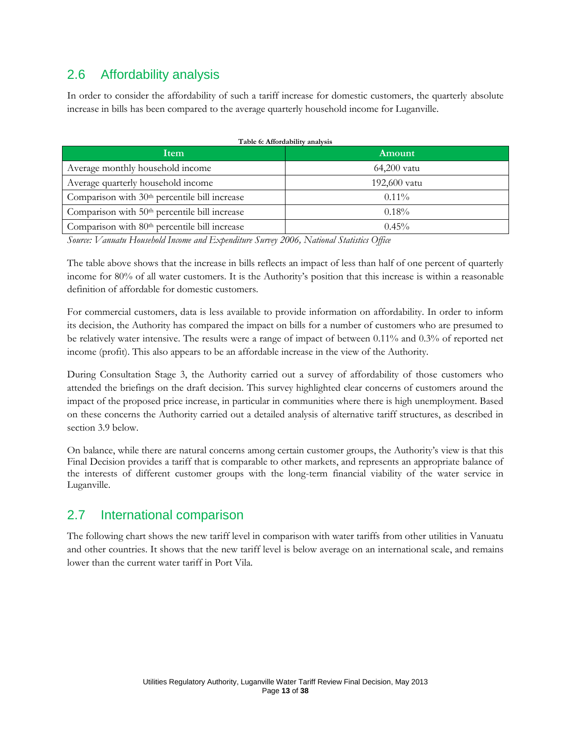## 2.6 Affordability analysis

In order to consider the affordability of such a tariff increase for domestic customers, the quarterly absolute increase in bills has been compared to the average quarterly household income for Luganville.

**Table 6: Affordability analysis**

| Item | Amount |
|---|---|
| Average monthly household income | 64,200 vatu |
| Average quarterly household income | 192,600 vatu |
| Comparison with 30th percentile bill increase | 0.11% |
| Comparison with 50th percentile bill increase | 0.18% |
| Comparison with 80th percentile bill increase | 0.45% |

*Source: Vanuatu Household Income and Expenditure Survey 2006, National Statistics Office*

The table above shows that the increase in bills reflects an impact of less than half of one percent of quarterly income for 80% of all water customers. It is the Authority's position that this increase is within a reasonable definition of affordable for domestic customers.

For commercial customers, data is less available to provide information on affordability. In order to inform its decision, the Authority has compared the impact on bills for a number of customers who are presumed to be relatively water intensive. The results were a range of impact of between 0.11% and 0.3% of reported net income (profit). This also appears to be an affordable increase in the view of the Authority.

During Consultation Stage 3, the Authority carried out a survey of affordability of those customers who attended the briefings on the draft decision. This survey highlighted clear concerns of customers around the impact of the proposed price increase, in particular in communities where there is high unemployment. Based on these concerns the Authority carried out a detailed analysis of alternative tariff structures, as described in section 3.9 below.

On balance, while there are natural concerns among certain customer groups, the Authority's view is that this Final Decision provides a tariff that is comparable to other markets, and represents an appropriate balance of the interests of different customer groups with the long-term financial viability of the water service in Luganville.

## 2.7 International comparison

The following chart shows the new tariff level in comparison with water tariffs from other utilities in Vanuatu and other countries. It shows that the new tariff level is below average on an international scale, and remains lower than the current water tariff in Port Vila.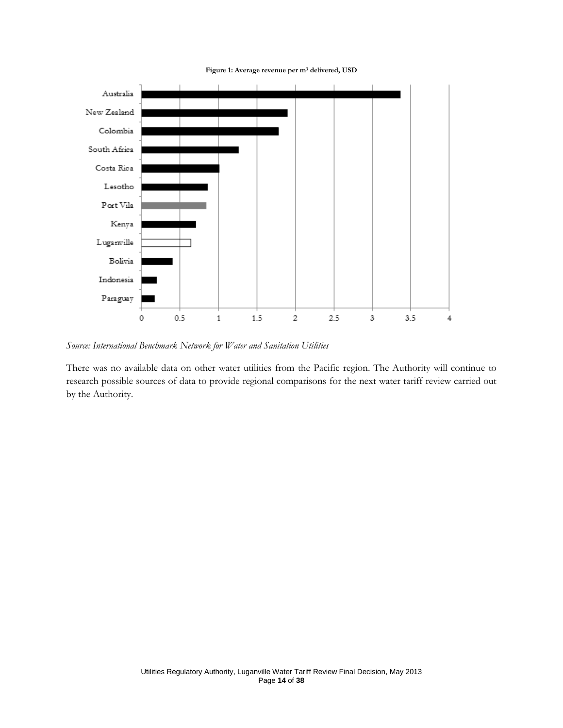**Figure 1: Average revenue per m³ delivered, USD**

*Source: International Benchmark Network for Water and Sanitation Utilities*

There was no available data on other water utilities from the Pacific region. The Authority will continue to research possible sources of data to provide regional comparisons for the next water tariff review carried out by the Authority.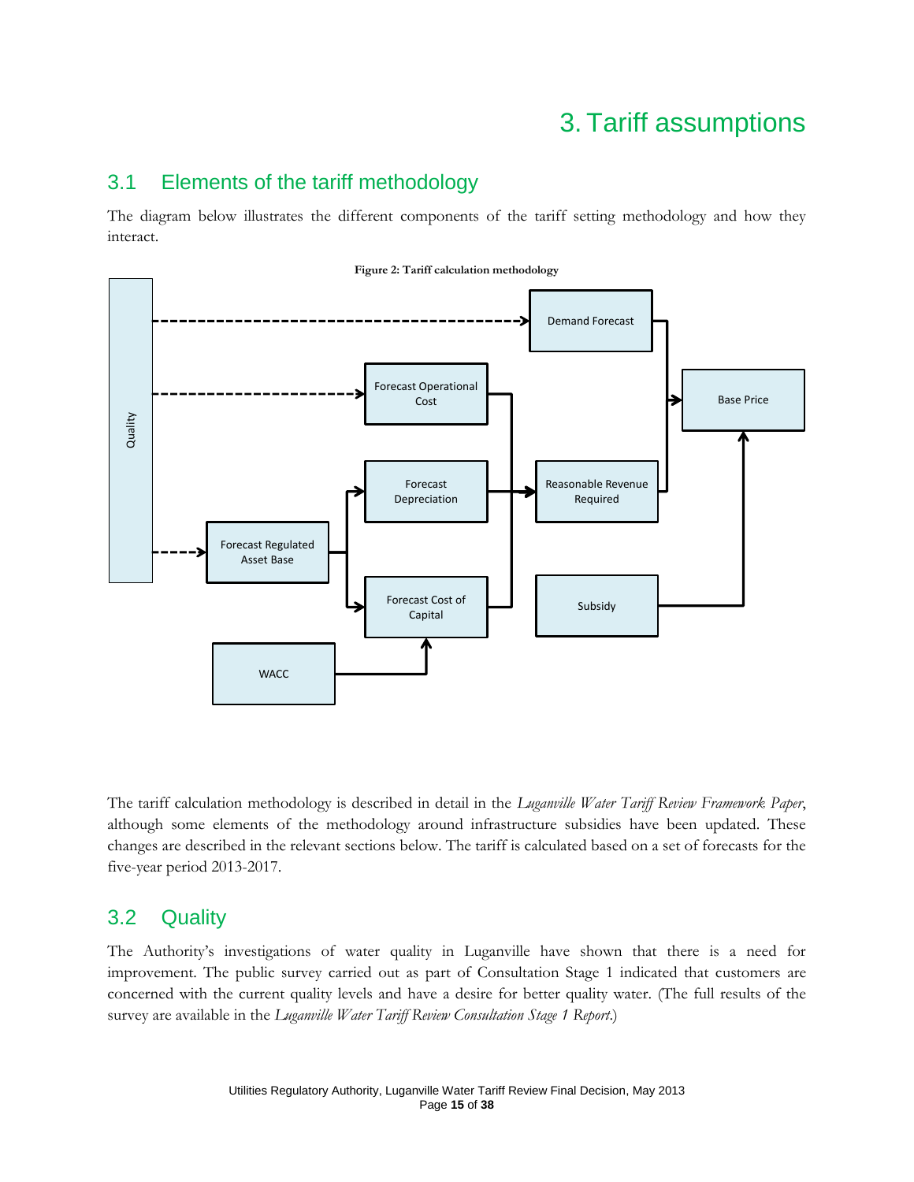# 3. Tariff assumptions

## 3.1 Elements of the tariff methodology

The diagram below illustrates the different components of the tariff setting methodology and how they interact.

**Figure 2: Tariff calculation methodology**

The tariff calculation methodology is described in detail in the *Luganville Water Tariff Review Framework Paper*, although some elements of the methodology around infrastructure subsidies have been updated. These changes are described in the relevant sections below. The tariff is calculated based on a set of forecasts for the five-year period 2013-2017.

## 3.2 Quality

The Authority's investigations of water quality in Luganville have shown that there is a need for improvement. The public survey carried out as part of Consultation Stage 1 indicated that customers are concerned with the current quality levels and have a desire for better quality water. (The full results of the survey are available in the *Luganville Water Tariff Review Consultation Stage 1 Report*.)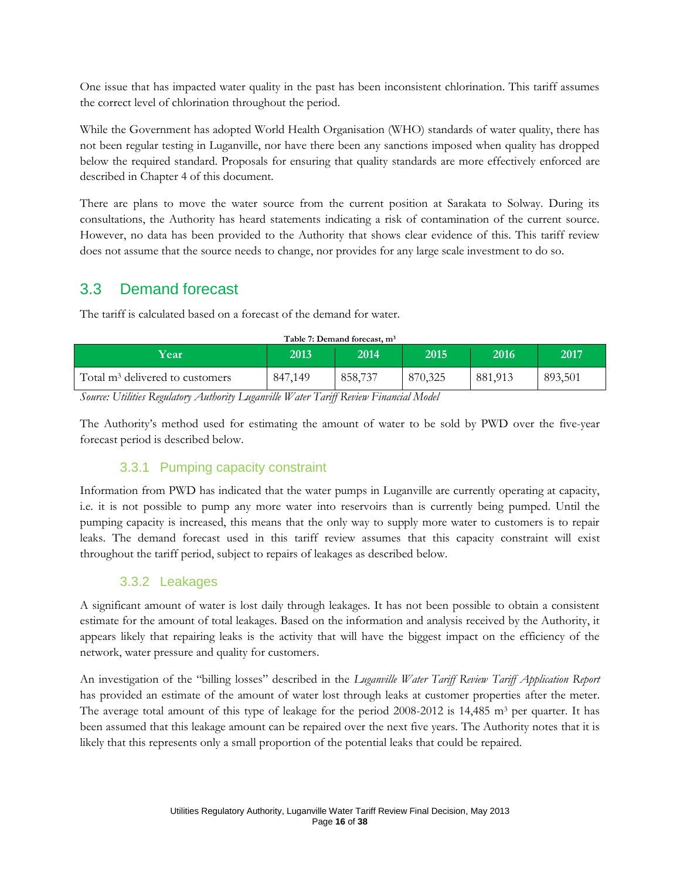One issue that has impacted water quality in the past has been inconsistent chlorination. This tariff assumes the correct level of chlorination throughout the period.

While the Government has adopted World Health Organisation (WHO) standards of water quality, there has not been regular testing in Luganville, nor have there been any sanctions imposed when quality has dropped below the required standard. Proposals for ensuring that quality standards are more effectively enforced are described in Chapter 4 of this document.

There are plans to move the water source from the current position at Sarakata to Solway. During its consultations, the Authority has heard statements indicating a risk of contamination of the current source. However, no data has been provided to the Authority that shows clear evidence of this. This tariff review does not assume that the source needs to change, nor provides for any large scale investment to do so.

## 3.3 Demand forecast

The tariff is calculated based on a forecast of the demand for water.

**Table 7: Demand forecast, m$^3$**

| Year | 2013 | 2014 | 2015 | 2016 | 2017 |
|---|---|---|---|---|---|
| Total m$^3$ delivered to customers | 847,149 | 858,737 | 870,325 | 881,913 | 893,501 |

*Source: Utilities Regulatory Authority Luganville Water Tariff Review Financial Model*

The Authority's method used for estimating the amount of water to be sold by PWD over the five-year forecast period is described below.

### 3.3.1 Pumping capacity constraint

Information from PWD has indicated that the water pumps in Luganville are currently operating at capacity, i.e. it is not possible to pump any more water into reservoirs than is currently being pumped. Until the pumping capacity is increased, this means that the only way to supply more water to customers is to repair leaks. The demand forecast used in this tariff review assumes that this capacity constraint will exist throughout the tariff period, subject to repairs of leakages as described below.

### 3.3.2 Leakages

A significant amount of water is lost daily through leakages. It has not been possible to obtain a consistent estimate for the amount of total leakages. Based on the information and analysis received by the Authority, it appears likely that repairing leaks is the activity that will have the biggest impact on the efficiency of the network, water pressure and quality for customers.

An investigation of the "billing losses" described in the *Luganville Water Tariff Review Tariff Application Report* has provided an estimate of the amount of water lost through leaks at customer properties after the meter. The average total amount of this type of leakage for the period 2008-2012 is 14,485 m$^3$ per quarter. It has been assumed that this leakage amount can be repaired over the next five years. The Authority notes that it is likely that this represents only a small proportion of the potential leaks that could be repaired.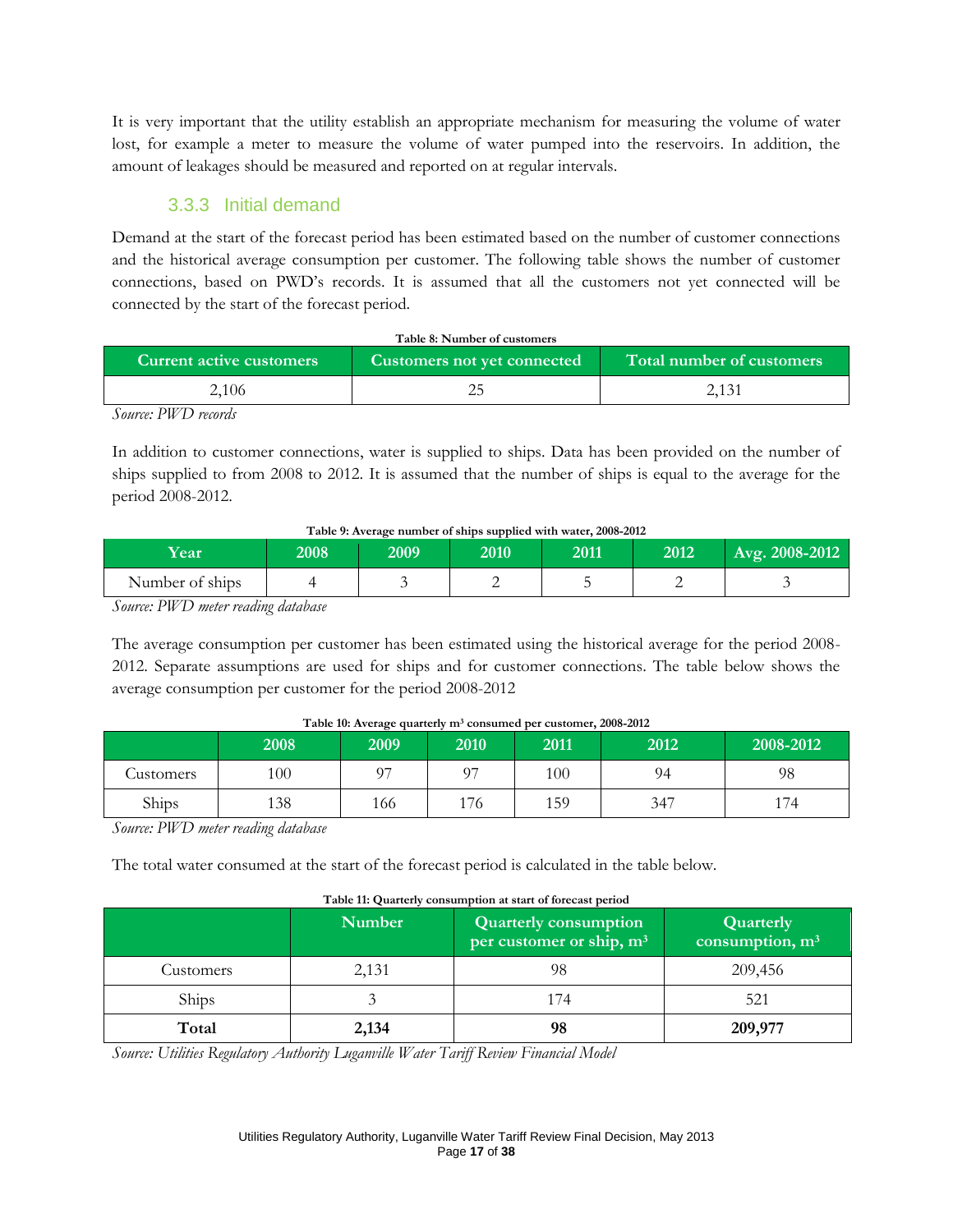It is very important that the utility establish an appropriate mechanism for measuring the volume of water lost, for example a meter to measure the volume of water pumped into the reservoirs. In addition, the amount of leakages should be measured and reported on at regular intervals.

### 3.3.3 Initial demand

Demand at the start of the forecast period has been estimated based on the number of customer connections and the historical average consumption per customer. The following table shows the number of customer connections, based on PWD's records. It is assumed that all the customers not yet connected will be connected by the start of the forecast period.

**Table 8: Number of customers**

| Current active customers | Customers not yet connected | Total number of customers |
|---|---|---|
| 2,106 | 25 | 2,131 |

*Source: PWD records*

In addition to customer connections, water is supplied to ships. Data has been provided on the number of ships supplied to from 2008 to 2012. It is assumed that the number of ships is equal to the average for the period 2008-2012.

**Table 9: Average number of ships supplied with water, 2008-2012**

| Year | 2008 | 2009 | 2010 | 2011 | 2012 | Avg. 2008-2012 |
|---|---|---|---|---|---|---|
| Number of ships | 4 | 3 | 2 | 5 | 2 | 3 |

*Source: PWD meter reading database*

The average consumption per customer has been estimated using the historical average for the period 2008-2012. Separate assumptions are used for ships and for customer connections. The table below shows the average consumption per customer for the period 2008-2012

**Table 10: Average quarterly m³ consumed per customer, 2008-2012**

| | 2008 | 2009 | 2010 | 2011 | 2012 | 2008-2012 |
|---|---|---|---|---|---|---|
| Customers | 100 | 97 | 97 | 100 | 94 | 98 |
| Ships | 138 | 166 | 176 | 159 | 347 | 174 |

*Source: PWD meter reading database*

The total water consumed at the start of the forecast period is calculated in the table below.

**Table 11: Quarterly consumption at start of forecast period**

| | Number | Quarterly consumption per customer or ship, m³ | Quarterly consumption, m³ |
|---|---|---|---|
| Customers | 2,131 | 98 | 209,456 |
| Ships | 3 | 174 | 521 |
| **Total** | **2,134** | **98** | **209,977** |

*Source: Utilities Regulatory Authority Luganville Water Tariff Review Financial Model*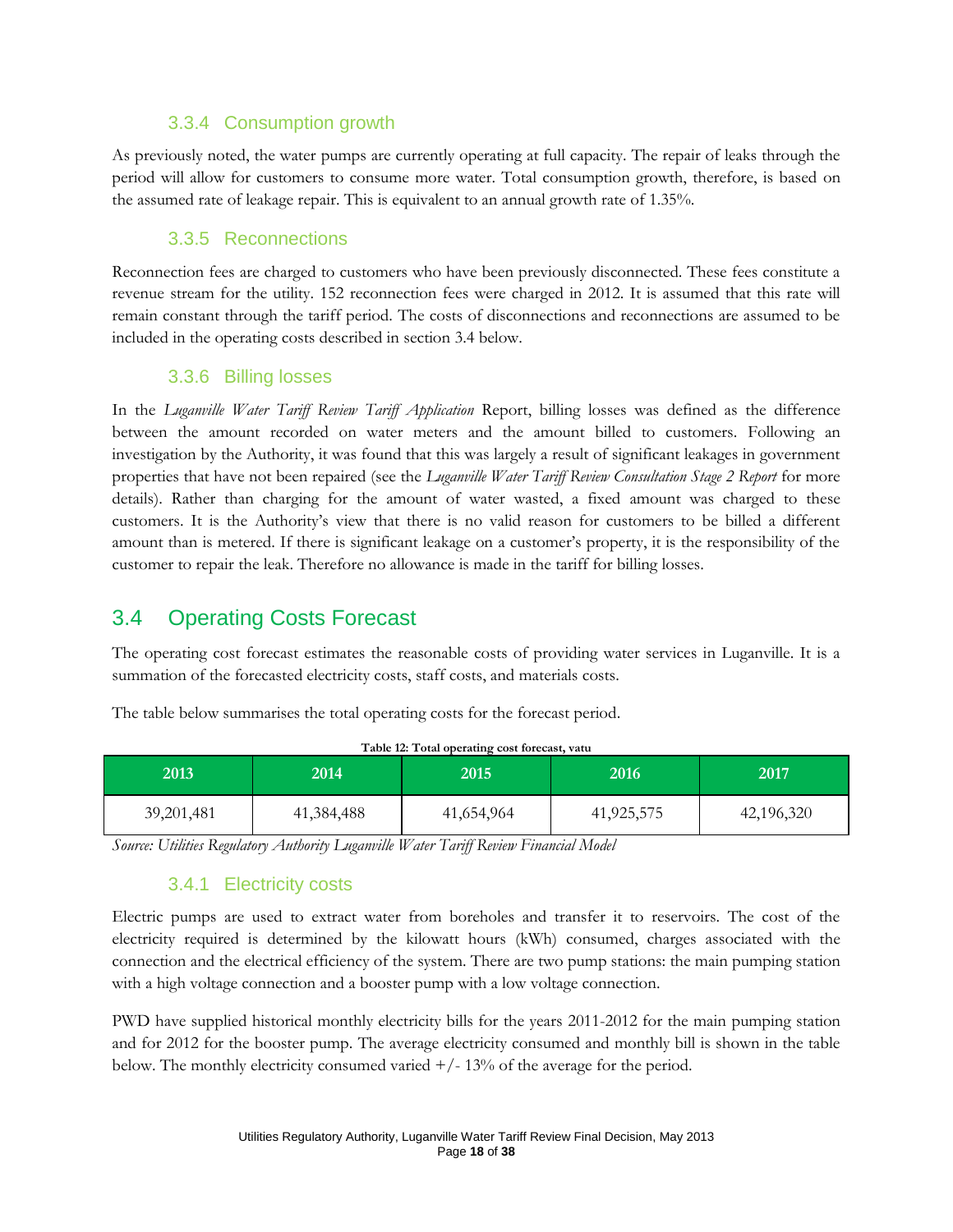### 3.3.4 Consumption growth

As previously noted, the water pumps are currently operating at full capacity. The repair of leaks through the period will allow for customers to consume more water. Total consumption growth, therefore, is based on the assumed rate of leakage repair. This is equivalent to an annual growth rate of 1.35%.

### 3.3.5 Reconnections

Reconnection fees are charged to customers who have been previously disconnected. These fees constitute a revenue stream for the utility. 152 reconnection fees were charged in 2012. It is assumed that this rate will remain constant through the tariff period. The costs of disconnections and reconnections are assumed to be included in the operating costs described in section 3.4 below.

### 3.3.6 Billing losses

In the *Luganville Water Tariff Review Tariff Application* Report, billing losses was defined as the difference between the amount recorded on water meters and the amount billed to customers. Following an investigation by the Authority, it was found that this was largely a result of significant leakages in government properties that have not been repaired (see the *Luganville Water Tariff Review Consultation Stage 2 Report* for more details). Rather than charging for the amount of water wasted, a fixed amount was charged to these customers. It is the Authority's view that there is no valid reason for customers to be billed a different amount than is metered. If there is significant leakage on a customer's property, it is the responsibility of the customer to repair the leak. Therefore no allowance is made in the tariff for billing losses.

## 3.4 Operating Costs Forecast

The operating cost forecast estimates the reasonable costs of providing water services in Luganville. It is a summation of the forecasted electricity costs, staff costs, and materials costs.

The table below summarises the total operating costs for the forecast period.

**Table 12: Total operating cost forecast, vatu**

| 2013 | 2014 | 2015 | 2016 | 2017 |
|---|---|---|---|---|
| 39,201,481 | 41,384,488 | 41,654,964 | 41,925,575 | 42,196,320 |

*Source: Utilities Regulatory Authority Luganville Water Tariff Review Financial Model*

### 3.4.1 Electricity costs

Electric pumps are used to extract water from boreholes and transfer it to reservoirs. The cost of the electricity required is determined by the kilowatt hours (kWh) consumed, charges associated with the connection and the electrical efficiency of the system. There are two pump stations: the main pumping station with a high voltage connection and a booster pump with a low voltage connection.

PWD have supplied historical monthly electricity bills for the years 2011-2012 for the main pumping station and for 2012 for the booster pump. The average electricity consumed and monthly bill is shown in the table below. The monthly electricity consumed varied +/- 13% of the average for the period.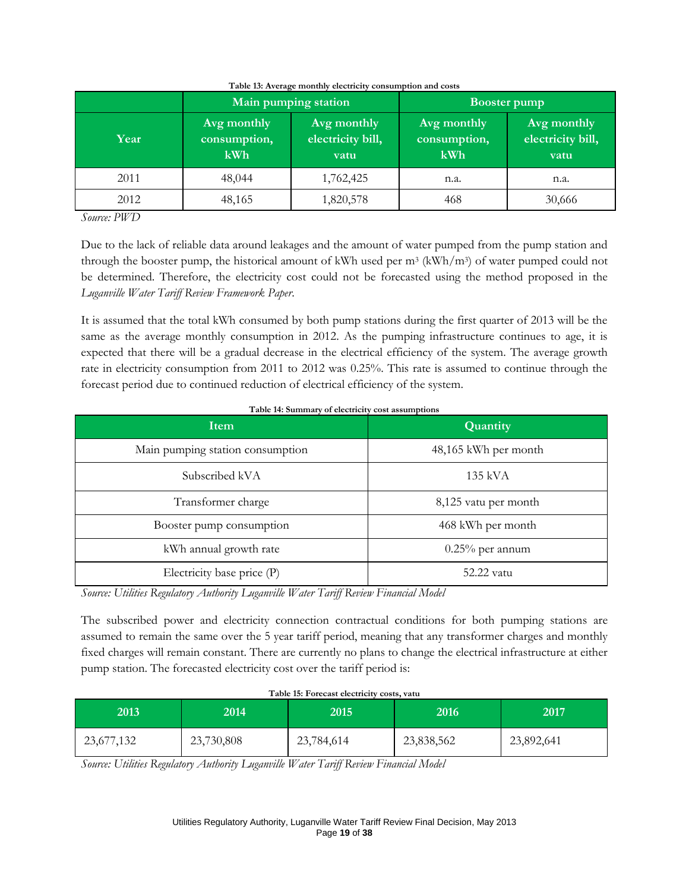**Table 13: Average monthly electricity consumption and costs**

| Year | Main pumping station | | Booster pump | |
|---|---|---|---|---|
| | Avg monthly consumption, kWh | Avg monthly electricity bill, vatu | Avg monthly consumption, kWh | Avg monthly electricity bill, vatu |
| 2011 | 48,044 | 1,762,425 | n.a. | n.a. |
| 2012 | 48,165 | 1,820,578 | 468 | 30,666 |

*Source: PWD*

Due to the lack of reliable data around leakages and the amount of water pumped from the pump station and through the booster pump, the historical amount of kWh used per m$^3$ (kWh/m$^3$) of water pumped could not be determined. Therefore, the electricity cost could not be forecasted using the method proposed in the *Luganville Water Tariff Review Framework Paper*.

It is assumed that the total kWh consumed by both pump stations during the first quarter of 2013 will be the same as the average monthly consumption in 2012. As the pumping infrastructure continues to age, it is expected that there will be a gradual decrease in the electrical efficiency of the system. The average growth rate in electricity consumption from 2011 to 2012 was 0.25%. This rate is assumed to continue through the forecast period due to continued reduction of electrical efficiency of the system.

**Table 14: Summary of electricity cost assumptions**

| Item | Quantity |
|---|---|
| Main pumping station consumption | 48,165 kWh per month |
| Subscribed kVA | 135 kVA |
| Transformer charge | 8,125 vatu per month |
| Booster pump consumption | 468 kWh per month |
| kWh annual growth rate | 0.25% per annum |
| Electricity base price (P) | 52.22 vatu |

*Source: Utilities Regulatory Authority Luganville Water Tariff Review Financial Model*

The subscribed power and electricity connection contractual conditions for both pumping stations are assumed to remain the same over the 5 year tariff period, meaning that any transformer charges and monthly fixed charges will remain constant. There are currently no plans to change the electrical infrastructure at either pump station. The forecasted electricity cost over the tariff period is:

**Table 15: Forecast electricity costs, vatu**

| 2013 | 2014 | 2015 | 2016 | 2017 |
|---|---|---|---|---|
| 23,677,132 | 23,730,808 | 23,784,614 | 23,838,562 | 23,892,641 |

*Source: Utilities Regulatory Authority Luganville Water Tariff Review Financial Model*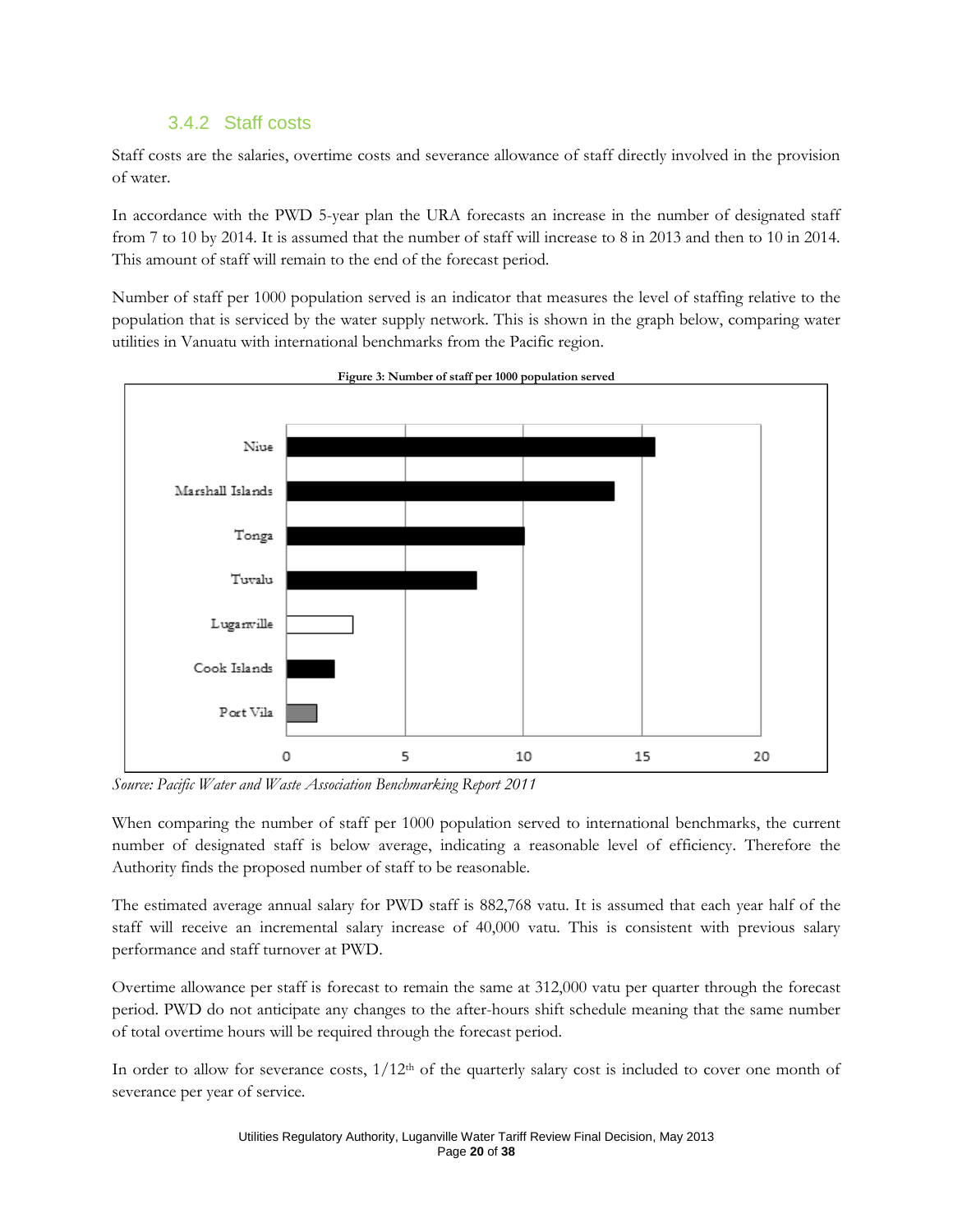### 3.4.2 Staff costs

Staff costs are the salaries, overtime costs and severance allowance of staff directly involved in the provision of water.

In accordance with the PWD 5-year plan the URA forecasts an increase in the number of designated staff from 7 to 10 by 2014. It is assumed that the number of staff will increase to 8 in 2013 and then to 10 in 2014. This amount of staff will remain to the end of the forecast period.

Number of staff per 1000 population served is an indicator that measures the level of staffing relative to the population that is serviced by the water supply network. This is shown in the graph below, comparing water utilities in Vanuatu with international benchmarks from the Pacific region.

**Figure 3: Number of staff per 1000 population served**

*Source: Pacific Water and Waste Association Benchmarking Report 2011*

When comparing the number of staff per 1000 population served to international benchmarks, the current number of designated staff is below average, indicating a reasonable level of efficiency. Therefore the Authority finds the proposed number of staff to be reasonable.

The estimated average annual salary for PWD staff is 882,768 vatu. It is assumed that each year half of the staff will receive an incremental salary increase of 40,000 vatu. This is consistent with previous salary performance and staff turnover at PWD.

Overtime allowance per staff is forecast to remain the same at 312,000 vatu per quarter through the forecast period. PWD do not anticipate any changes to the after-hours shift schedule meaning that the same number of total overtime hours will be required through the forecast period.

In order to allow for severance costs, $1/12^{th}$ of the quarterly salary cost is included to cover one month of severance per year of service.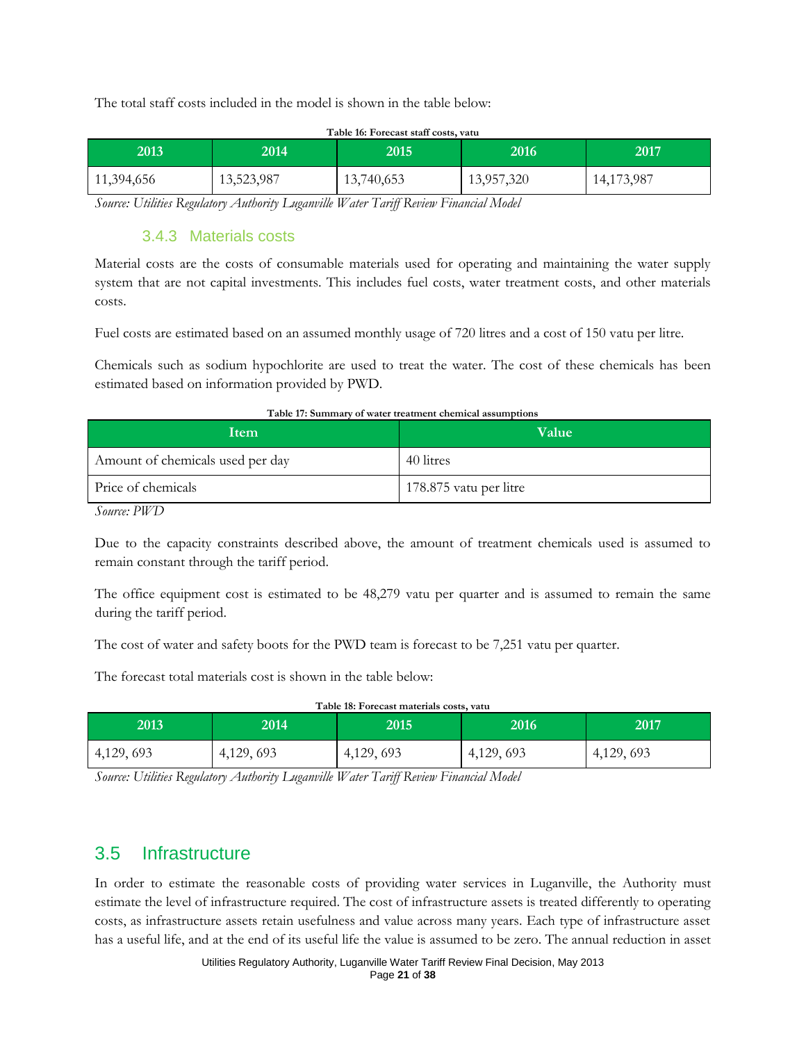The total staff costs included in the model is shown in the table below:

**Table 16: Forecast staff costs, vatu**

| 2013 | 2014 | 2015 | 2016 | 2017 |
|---|---|---|---|---|
| 11,394,656 | 13,523,987 | 13,740,653 | 13,957,320 | 14,173,987 |

*Source: Utilities Regulatory Authority Luganville Water Tariff Review Financial Model*

### 3.4.3 Materials costs

Material costs are the costs of consumable materials used for operating and maintaining the water supply system that are not capital investments. This includes fuel costs, water treatment costs, and other materials costs.

Fuel costs are estimated based on an assumed monthly usage of 720 litres and a cost of 150 vatu per litre.

Chemicals such as sodium hypochlorite are used to treat the water. The cost of these chemicals has been estimated based on information provided by PWD.

**Table 17: Summary of water treatment chemical assumptions**

| Item | Value |
|---|---|
| Amount of chemicals used per day | 40 litres |
| Price of chemicals | 178.875 vatu per litre |

*Source: PWD*

Due to the capacity constraints described above, the amount of treatment chemicals used is assumed to remain constant through the tariff period.

The office equipment cost is estimated to be 48,279 vatu per quarter and is assumed to remain the same during the tariff period.

The cost of water and safety boots for the PWD team is forecast to be 7,251 vatu per quarter.

The forecast total materials cost is shown in the table below:

**Table 18: Forecast materials costs, vatu**

| 2013 | 2014 | 2015 | 2016 | 2017 |
|---|---|---|---|---|
| 4,129, 693 | 4,129, 693 | 4,129, 693 | 4,129, 693 | 4,129, 693 |

*Source: Utilities Regulatory Authority Luganville Water Tariff Review Financial Model*

## 3.5 Infrastructure

In order to estimate the reasonable costs of providing water services in Luganville, the Authority must estimate the level of infrastructure required. The cost of infrastructure assets is treated differently to operating costs, as infrastructure assets retain usefulness and value across many years. Each type of infrastructure asset has a useful life, and at the end of its useful life the value is assumed to be zero. The annual reduction in asset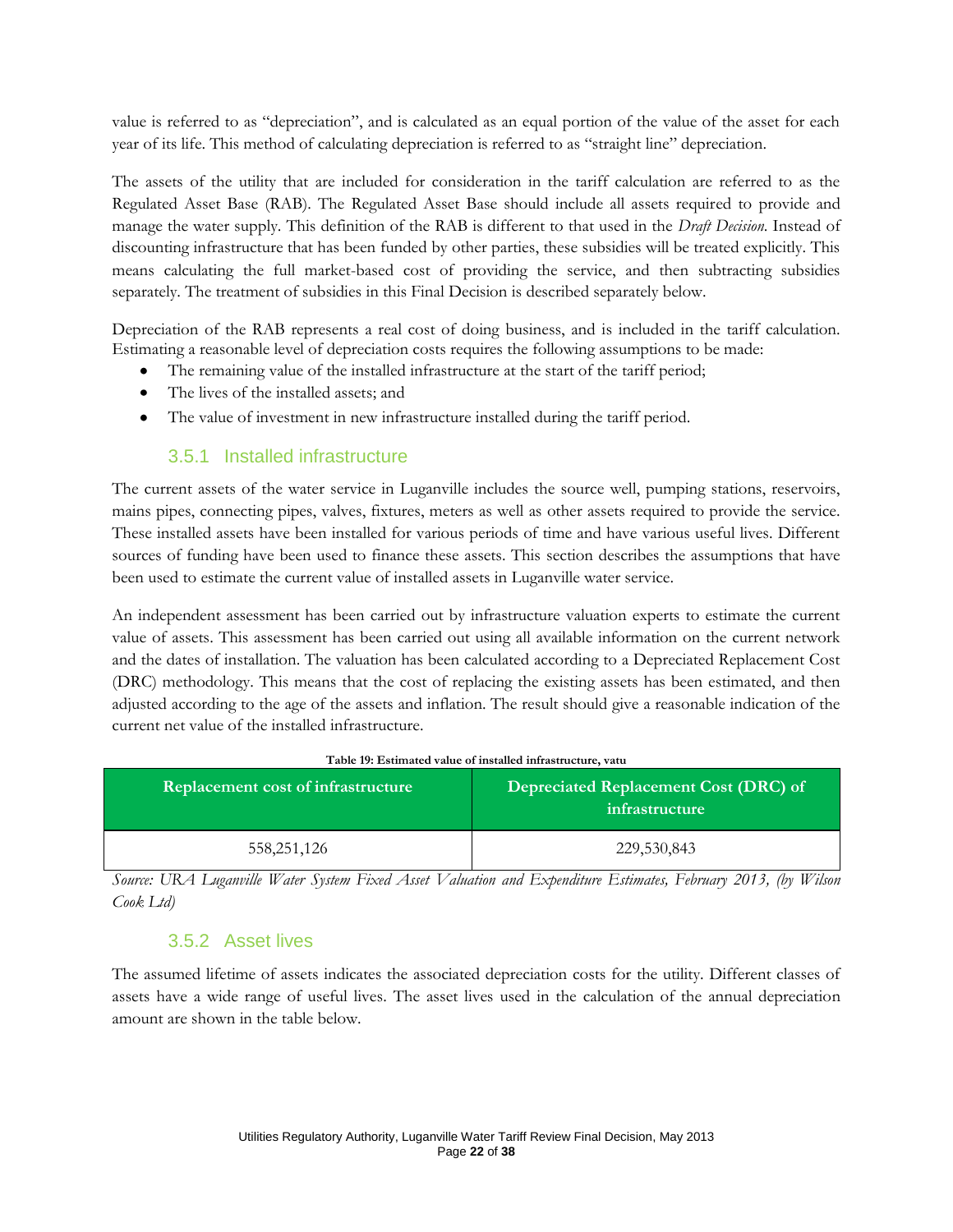value is referred to as "depreciation", and is calculated as an equal portion of the value of the asset for each year of its life. This method of calculating depreciation is referred to as "straight line" depreciation.

The assets of the utility that are included for consideration in the tariff calculation are referred to as the Regulated Asset Base (RAB). The Regulated Asset Base should include all assets required to provide and manage the water supply. This definition of the RAB is different to that used in the *Draft Decision*. Instead of discounting infrastructure that has been funded by other parties, these subsidies will be treated explicitly. This means calculating the full market-based cost of providing the service, and then subtracting subsidies separately. The treatment of subsidies in this Final Decision is described separately below.

Depreciation of the RAB represents a real cost of doing business, and is included in the tariff calculation. Estimating a reasonable level of depreciation costs requires the following assumptions to be made:

- The remaining value of the installed infrastructure at the start of the tariff period;
- The lives of the installed assets; and
- The value of investment in new infrastructure installed during the tariff period.

### 3.5.1 Installed infrastructure

The current assets of the water service in Luganville includes the source well, pumping stations, reservoirs, mains pipes, connecting pipes, valves, fixtures, meters as well as other assets required to provide the service. These installed assets have been installed for various periods of time and have various useful lives. Different sources of funding have been used to finance these assets. This section describes the assumptions that have been used to estimate the current value of installed assets in Luganville water service.

An independent assessment has been carried out by infrastructure valuation experts to estimate the current value of assets. This assessment has been carried out using all available information on the current network and the dates of installation. The valuation has been calculated according to a Depreciated Replacement Cost (DRC) methodology. This means that the cost of replacing the existing assets has been estimated, and then adjusted according to the age of the assets and inflation. The result should give a reasonable indication of the current net value of the installed infrastructure.

**Table 19: Estimated value of installed infrastructure, vatu**

| Replacement cost of infrastructure | Depreciated Replacement Cost (DRC) of infrastructure |
|---|---|
| 558,251,126 | 229,530,843 |

*Source: URA Luganville Water System Fixed Asset Valuation and Expenditure Estimates, February 2013, (by Wilson Cook Ltd)*

### 3.5.2 Asset lives

The assumed lifetime of assets indicates the associated depreciation costs for the utility. Different classes of assets have a wide range of useful lives. The asset lives used in the calculation of the annual depreciation amount are shown in the table below.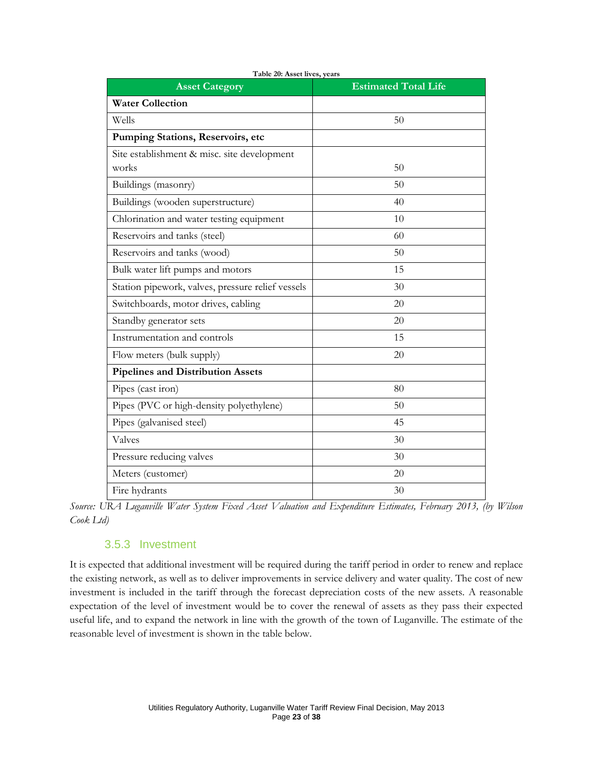**Table 20: Asset lives, years**

| Asset Category | Estimated Total Life |
|---|---|
| **Water Collection** | |
| Wells | 50 |
| **Pumping Stations, Reservoirs, etc** | |
| Site establishment & misc. site development works | 50 |
| Buildings (masonry) | 50 |
| Buildings (wooden superstructure) | 40 |
| Chlorination and water testing equipment | 10 |
| Reservoirs and tanks (steel) | 60 |
| Reservoirs and tanks (wood) | 50 |
| Bulk water lift pumps and motors | 15 |
| Station pipework, valves, pressure relief vessels | 30 |
| Switchboards, motor drives, cabling | 20 |
| Standby generator sets | 20 |
| Instrumentation and controls | 15 |
| Flow meters (bulk supply) | 20 |
| **Pipelines and Distribution Assets** | |
| Pipes (cast iron) | 80 |
| Pipes (PVC or high-density polyethylene) | 50 |
| Pipes (galvanised steel) | 45 |
| Valves | 30 |
| Pressure reducing valves | 30 |
| Meters (customer) | 20 |
| Fire hydrants | 30 |

*Source: URA Luganville Water System Fixed Asset Valuation and Expenditure Estimates, February 2013, (by Wilson Cook Ltd)*

### 3.5.3 Investment

It is expected that additional investment will be required during the tariff period in order to renew and replace the existing network, as well as to deliver improvements in service delivery and water quality. The cost of new investment is included in the tariff through the forecast depreciation costs of the new assets. A reasonable expectation of the level of investment would be to cover the renewal of assets as they pass their expected useful life, and to expand the network in line with the growth of the town of Luganville. The estimate of the reasonable level of investment is shown in the table below.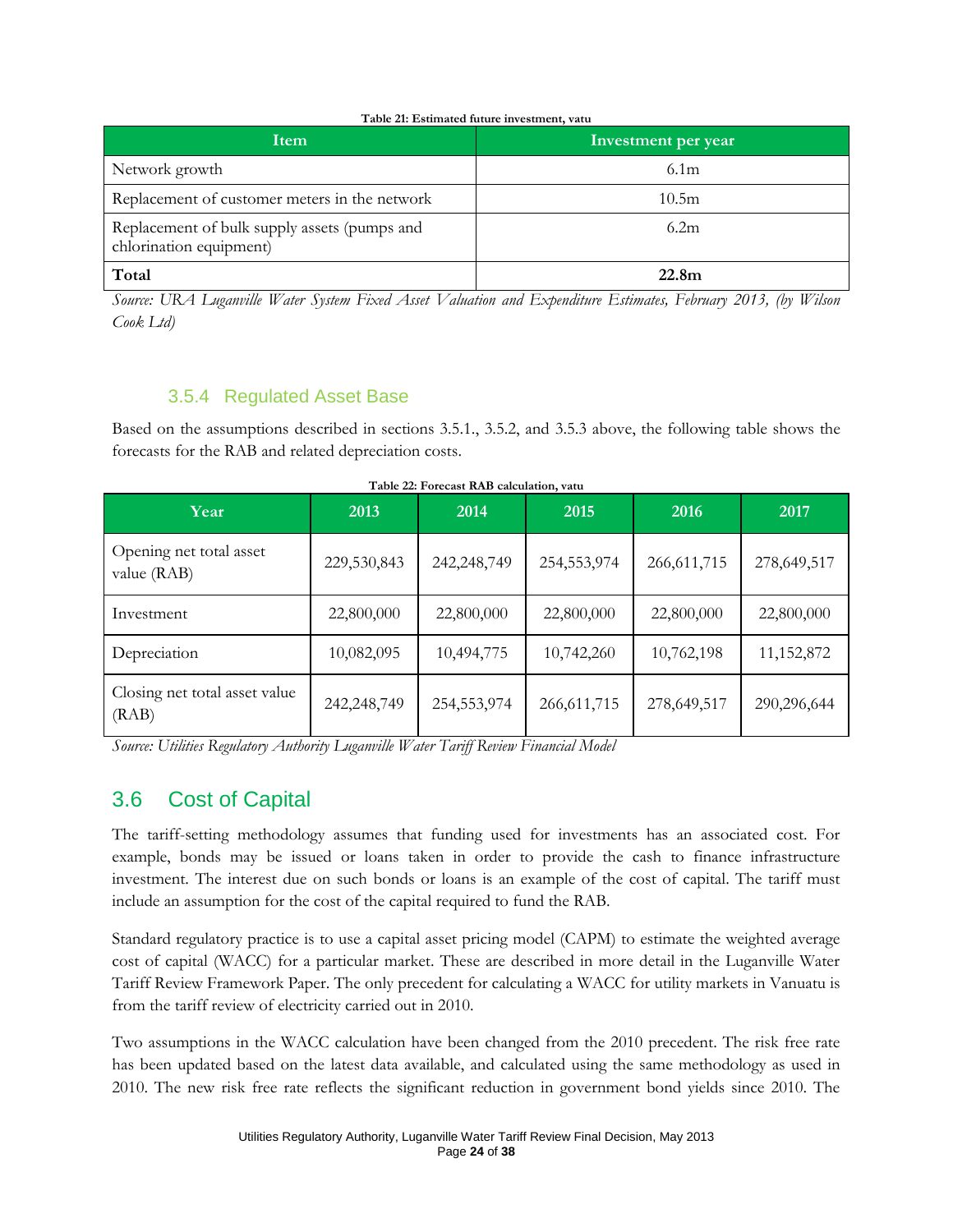**Table 21: Estimated future investment, vatu**

| Item | Investment per year |
|---|---|
| Network growth | 6.1m |
| Replacement of customer meters in the network | 10.5m |
| Replacement of bulk supply assets (pumps and chlorination equipment) | 6.2m |
| **Total** | **22.8m** |

*Source: URA Luganville Water System Fixed Asset Valuation and Expenditure Estimates, February 2013, (by Wilson Cook Ltd)*

### 3.5.4 Regulated Asset Base

Based on the assumptions described in sections 3.5.1., 3.5.2, and 3.5.3 above, the following table shows the forecasts for the RAB and related depreciation costs.

**Table 22: Forecast RAB calculation, vatu**

| Year | 2013 | 2014 | 2015 | 2016 | 2017 |
|---|---|---|---|---|---|
| Opening net total asset value (RAB) | 229,530,843 | 242,248,749 | 254,553,974 | 266,611,715 | 278,649,517 |
| Investment | 22,800,000 | 22,800,000 | 22,800,000 | 22,800,000 | 22,800,000 |
| Depreciation | 10,082,095 | 10,494,775 | 10,742,260 | 10,762,198 | 11,152,872 |
| Closing net total asset value (RAB) | 242,248,749 | 254,553,974 | 266,611,715 | 278,649,517 | 290,296,644 |

*Source: Utilities Regulatory Authority Luganville Water Tariff Review Financial Model*

## 3.6 Cost of Capital

The tariff-setting methodology assumes that funding used for investments has an associated cost. For example, bonds may be issued or loans taken in order to provide the cash to finance infrastructure investment. The interest due on such bonds or loans is an example of the cost of capital. The tariff must include an assumption for the cost of the capital required to fund the RAB.

Standard regulatory practice is to use a capital asset pricing model (CAPM) to estimate the weighted average cost of capital (WACC) for a particular market. These are described in more detail in the Luganville Water Tariff Review Framework Paper. The only precedent for calculating a WACC for utility markets in Vanuatu is from the tariff review of electricity carried out in 2010.

Two assumptions in the WACC calculation have been changed from the 2010 precedent. The risk free rate has been updated based on the latest data available, and calculated using the same methodology as used in 2010. The new risk free rate reflects the significant reduction in government bond yields since 2010. The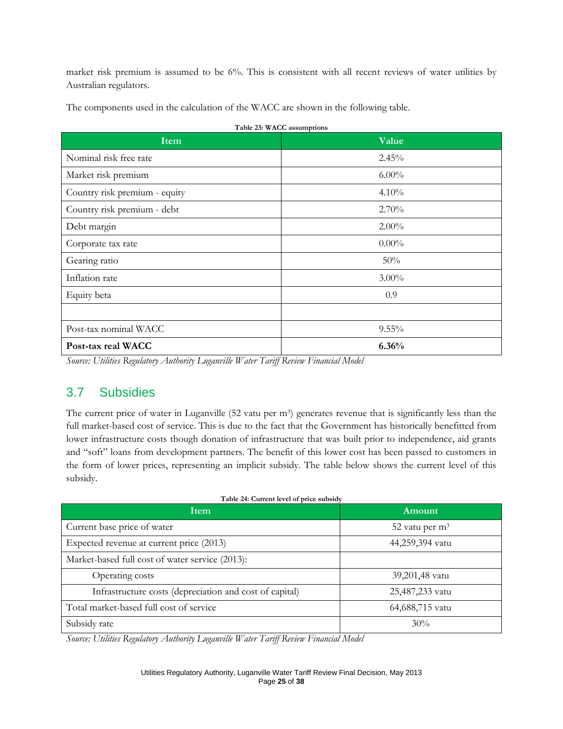market risk premium is assumed to be 6%. This is consistent with all recent reviews of water utilities by Australian regulators.

The components used in the calculation of the WACC are shown in the following table.

**Table 23: WACC assumptions**

| Item | Value |
|---|---|
| Nominal risk free rate | 2.45% |
| Market risk premium | 6.00% |
| Country risk premium - equity | 4.10% |
| Country risk premium - debt | 2.70% |
| Debt margin | 2.00% |
| Corporate tax rate | 0.00% |
| Gearing ratio | 50% |
| Inflation rate | 3.00% |
| Equity beta | 0.9 |
| | |
| Post-tax nominal WACC | 9.55% |
| **Post-tax real WACC** | **6.36%** |

*Source: Utilities Regulatory Authority Luganville Water Tariff Review Financial Model*

## 3.7 Subsidies

The current price of water in Luganville (52 vatu per m$^3$) generates revenue that is significantly less than the full market-based cost of service. This is due to the fact that the Government has historically benefitted from lower infrastructure costs though donation of infrastructure that was built prior to independence, aid grants and "soft" loans from development partners. The benefit of this lower cost has been passed to customers in the form of lower prices, representing an implicit subsidy. The table below shows the current level of this subsidy.

**Table 24: Current level of price subsidy**

| Item | Amount |
|---|---|
| Current base price of water | 52 vatu per m$^3$ |
| Expected revenue at current price (2013) | 44,259,394 vatu |
| Market-based full cost of water service (2013): | |
| Operating costs | 39,201,48 vatu |
| Infrastructure costs (depreciation and cost of capital) | 25,487,233 vatu |
| Total market-based full cost of service | 64,688,715 vatu |
| Subsidy rate | 30% |

*Source: Utilities Regulatory Authority Luganville Water Tariff Review Financial Model*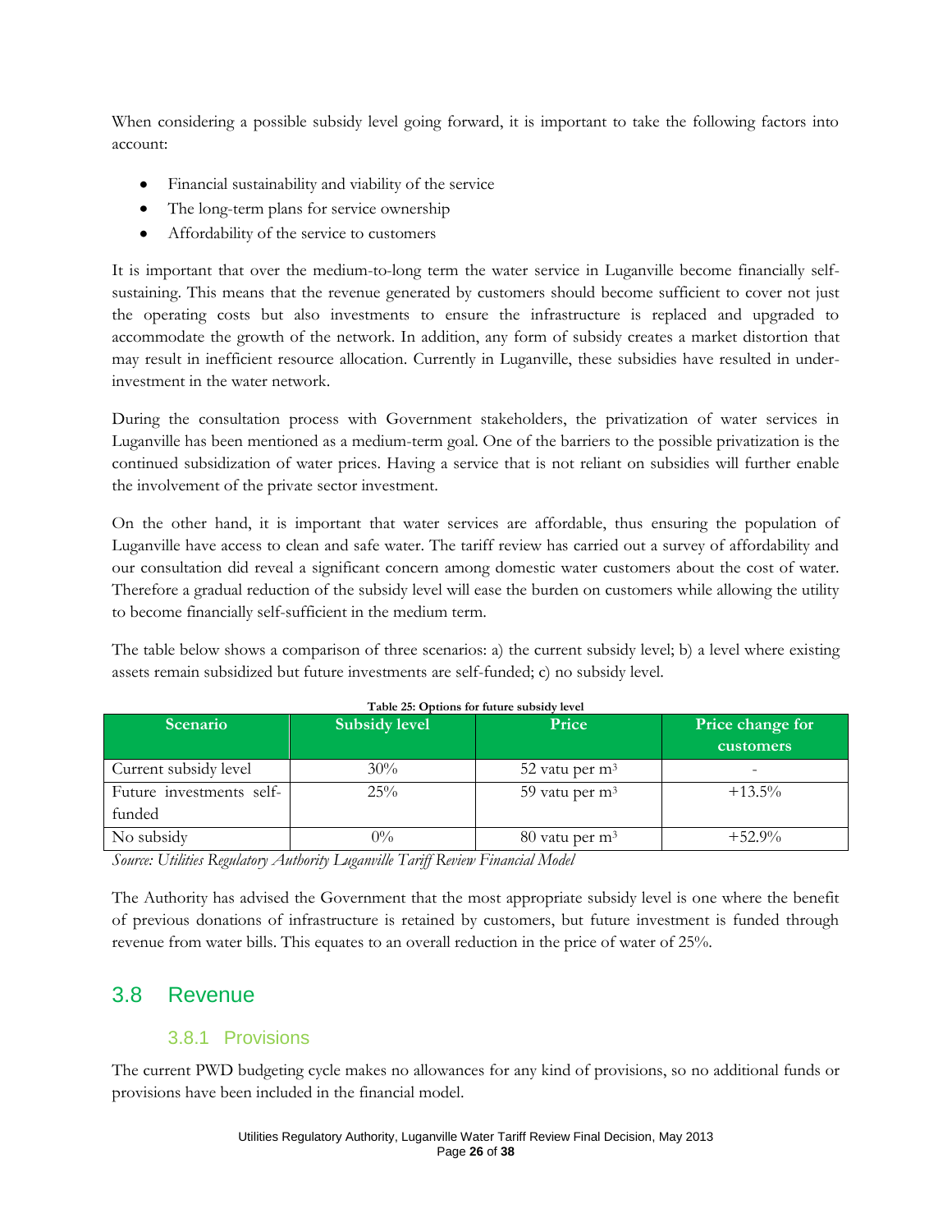When considering a possible subsidy level going forward, it is important to take the following factors into account:

- Financial sustainability and viability of the service
- The long-term plans for service ownership
- Affordability of the service to customers

It is important that over the medium-to-long term the water service in Luganville become financially self-sustaining. This means that the revenue generated by customers should become sufficient to cover not just the operating costs but also investments to ensure the infrastructure is replaced and upgraded to accommodate the growth of the network. In addition, any form of subsidy creates a market distortion that may result in inefficient resource allocation. Currently in Luganville, these subsidies have resulted in under-investment in the water network.

During the consultation process with Government stakeholders, the privatization of water services in Luganville has been mentioned as a medium-term goal. One of the barriers to the possible privatization is the continued subsidization of water prices. Having a service that is not reliant on subsidies will further enable the involvement of the private sector investment.

On the other hand, it is important that water services are affordable, thus ensuring the population of Luganville have access to clean and safe water. The tariff review has carried out a survey of affordability and our consultation did reveal a significant concern among domestic water customers about the cost of water. Therefore a gradual reduction of the subsidy level will ease the burden on customers while allowing the utility to become financially self-sufficient in the medium term.

The table below shows a comparison of three scenarios: a) the current subsidy level; b) a level where existing assets remain subsidized but future investments are self-funded; c) no subsidy level.

**Table 25: Options for future subsidy level**

| Scenario | Subsidy level | Price | Price change for customers |
|---|---|---|---|
| Current subsidy level | 30% | 52 vatu per $m^3$ | - |
| Future investments self-funded | 25% | 59 vatu per $m^3$ | +13.5% |
| No subsidy | 0% | 80 vatu per $m^3$ | +52.9% |

*Source: Utilities Regulatory Authority Luganville Tariff Review Financial Model*

The Authority has advised the Government that the most appropriate subsidy level is one where the benefit of previous donations of infrastructure is retained by customers, but future investment is funded through revenue from water bills. This equates to an overall reduction in the price of water of 25%.

## 3.8 Revenue

### 3.8.1 Provisions

The current PWD budgeting cycle makes no allowances for any kind of provisions, so no additional funds or provisions have been included in the financial model.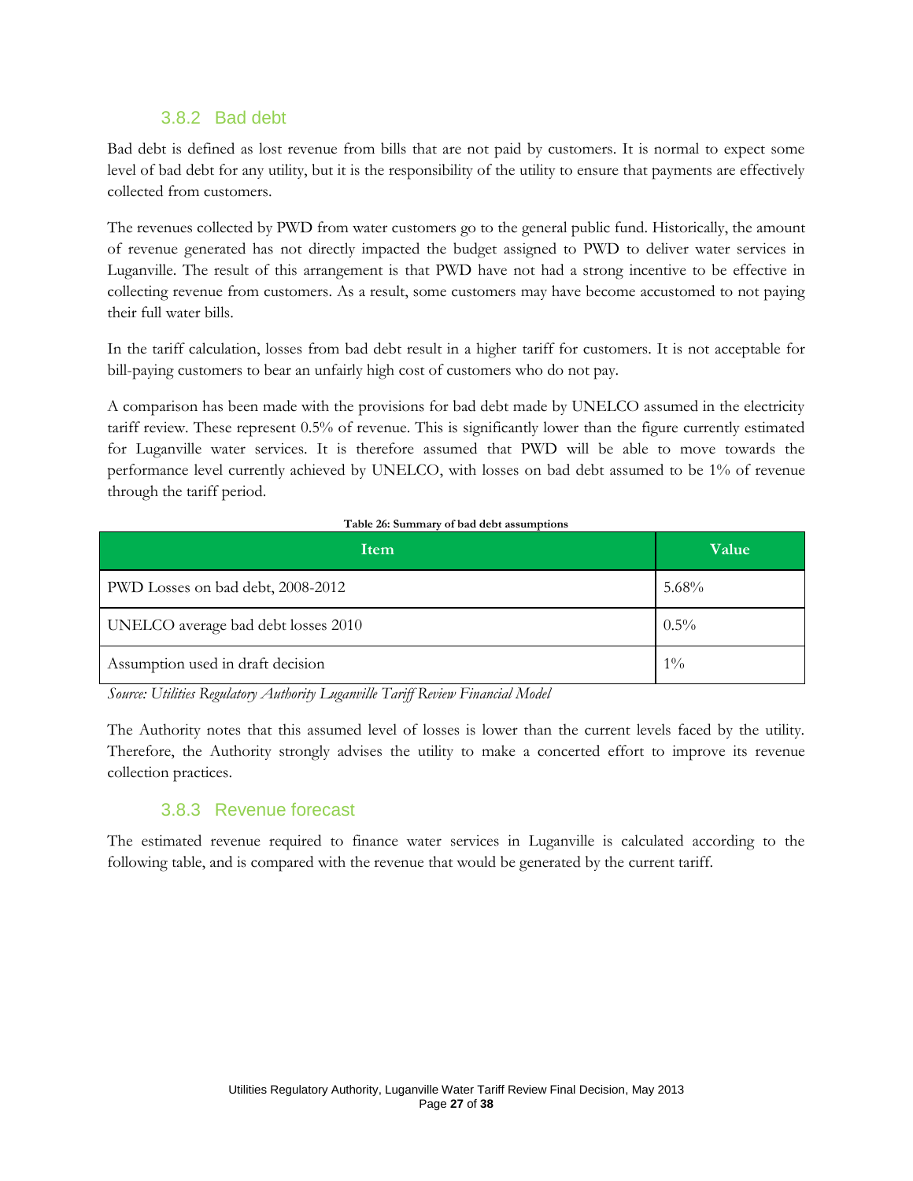### 3.8.2 Bad debt

Bad debt is defined as lost revenue from bills that are not paid by customers. It is normal to expect some level of bad debt for any utility, but it is the responsibility of the utility to ensure that payments are effectively collected from customers.

The revenues collected by PWD from water customers go to the general public fund. Historically, the amount of revenue generated has not directly impacted the budget assigned to PWD to deliver water services in Luganville. The result of this arrangement is that PWD have not had a strong incentive to be effective in collecting revenue from customers. As a result, some customers may have become accustomed to not paying their full water bills.

In the tariff calculation, losses from bad debt result in a higher tariff for customers. It is not acceptable for bill-paying customers to bear an unfairly high cost of customers who do not pay.

A comparison has been made with the provisions for bad debt made by UNELCO assumed in the electricity tariff review. These represent 0.5% of revenue. This is significantly lower than the figure currently estimated for Luganville water services. It is therefore assumed that PWD will be able to move towards the performance level currently achieved by UNELCO, with losses on bad debt assumed to be 1% of revenue through the tariff period.

**Table 26: Summary of bad debt assumptions**

| Item | Value |
|---|---|
| PWD Losses on bad debt, 2008-2012 | 5.68% |
| UNELCO average bad debt losses 2010 | 0.5% |
| Assumption used in draft decision | 1% |

*Source: Utilities Regulatory Authority Luganville Tariff Review Financial Model*

The Authority notes that this assumed level of losses is lower than the current levels faced by the utility. Therefore, the Authority strongly advises the utility to make a concerted effort to improve its revenue collection practices.

### 3.8.3 Revenue forecast

The estimated revenue required to finance water services in Luganville is calculated according to the following table, and is compared with the revenue that would be generated by the current tariff.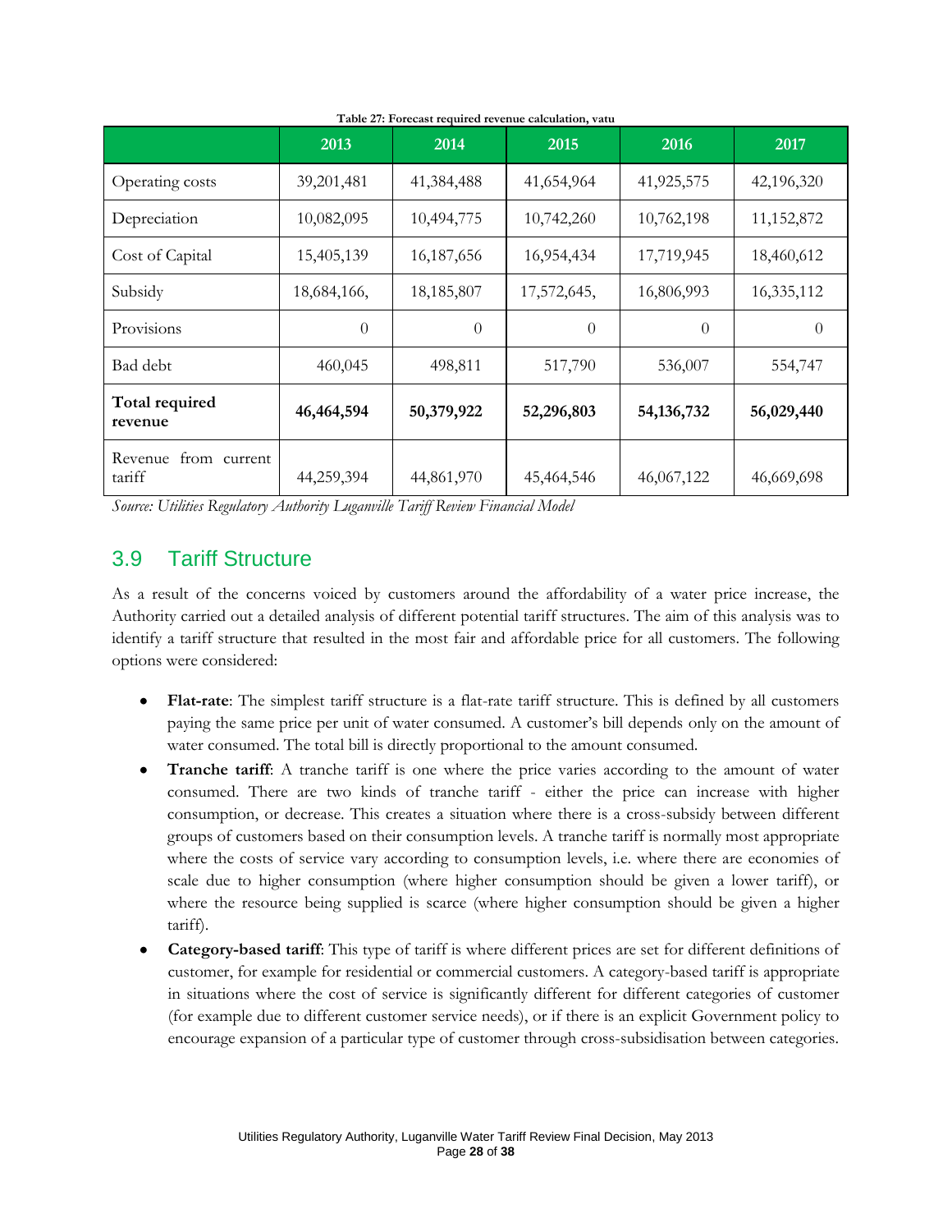**Table 27: Forecast required revenue calculation, vatu**

| | 2013 | 2014 | 2015 | 2016 | 2017 |
|---|---|---|---|---|---|
| Operating costs | 39,201,481 | 41,384,488 | 41,654,964 | 41,925,575 | 42,196,320 |
| Depreciation | 10,082,095 | 10,494,775 | 10,742,260 | 10,762,198 | 11,152,872 |
| Cost of Capital | 15,405,139 | 16,187,656 | 16,954,434 | 17,719,945 | 18,460,612 |
| Subsidy | 18,684,166, | 18,185,807 | 17,572,645, | 16,806,993 | 16,335,112 |
| Provisions | 0 | 0 | 0 | 0 | 0 |
| Bad debt | 460,045 | 498,811 | 517,790 | 536,007 | 554,747 |
| **Total required revenue** | **46,464,594** | **50,379,922** | **52,296,803** | **54,136,732** | **56,029,440** |
| Revenue from current tariff | 44,259,394 | 44,861,970 | 45,464,546 | 46,067,122 | 46,669,698 |

*Source: Utilities Regulatory Authority Luganville Tariff Review Financial Model*

## 3.9 Tariff Structure

As a result of the concerns voiced by customers around the affordability of a water price increase, the Authority carried out a detailed analysis of different potential tariff structures. The aim of this analysis was to identify a tariff structure that resulted in the most fair and affordable price for all customers. The following options were considered:

- **Flat-rate**: The simplest tariff structure is a flat-rate tariff structure. This is defined by all customers paying the same price per unit of water consumed. A customer's bill depends only on the amount of water consumed. The total bill is directly proportional to the amount consumed.
- **Tranche tariff**: A tranche tariff is one where the price varies according to the amount of water consumed. There are two kinds of tranche tariff - either the price can increase with higher consumption, or decrease. This creates a situation where there is a cross-subsidy between different groups of customers based on their consumption levels. A tranche tariff is normally most appropriate where the costs of service vary according to consumption levels, i.e. where there are economies of scale due to higher consumption (where higher consumption should be given a lower tariff), or where the resource being supplied is scarce (where higher consumption should be given a higher tariff).
- **Category-based tariff**: This type of tariff is where different prices are set for different definitions of customer, for example for residential or commercial customers. A category-based tariff is appropriate in situations where the cost of service is significantly different for different categories of customer (for example due to different customer service needs), or if there is an explicit Government policy to encourage expansion of a particular type of customer through cross-subsidisation between categories.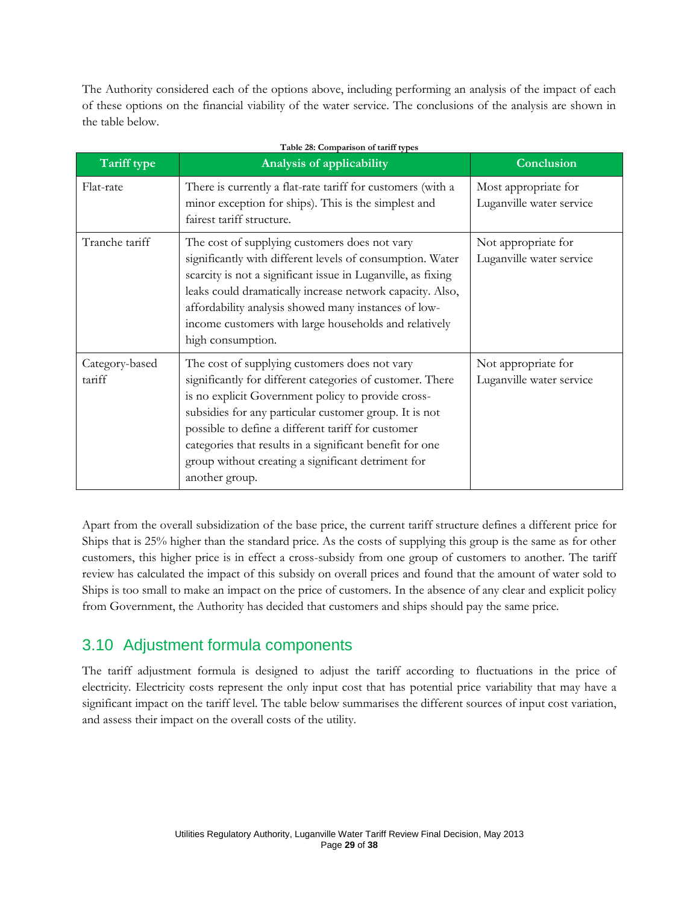The Authority considered each of the options above, including performing an analysis of the impact of each of these options on the financial viability of the water service. The conclusions of the analysis are shown in the table below.

**Table 28: Comparison of tariff types**

| Tariff type | Analysis of applicability | Conclusion |
|---|---|---|
| Flat-rate | There is currently a flat-rate tariff for customers (with a minor exception for ships). This is the simplest and fairest tariff structure. | Most appropriate for Luganville water service |
| Tranche tariff | The cost of supplying customers does not vary significantly with different levels of consumption. Water scarcity is not a significant issue in Luganville, as fixing leaks could dramatically increase network capacity. Also, affordability analysis showed many instances of low-income customers with large households and relatively high consumption. | Not appropriate for Luganville water service |
| Category-based tariff | The cost of supplying customers does not vary significantly for different categories of customer. There is no explicit Government policy to provide cross-subsidies for any particular customer group. It is not possible to define a different tariff for customer categories that results in a significant benefit for one group without creating a significant detriment for another group. | Not appropriate for Luganville water service |

Apart from the overall subsidization of the base price, the current tariff structure defines a different price for Ships that is 25% higher than the standard price. As the costs of supplying this group is the same as for other customers, this higher price is in effect a cross-subsidy from one group of customers to another. The tariff review has calculated the impact of this subsidy on overall prices and found that the amount of water sold to Ships is too small to make an impact on the price of customers. In the absence of any clear and explicit policy from Government, the Authority has decided that customers and ships should pay the same price.

## 3.10 Adjustment formula components

The tariff adjustment formula is designed to adjust the tariff according to fluctuations in the price of electricity. Electricity costs represent the only input cost that has potential price variability that may have a significant impact on the tariff level. The table below summarises the different sources of input cost variation, and assess their impact on the overall costs of the utility.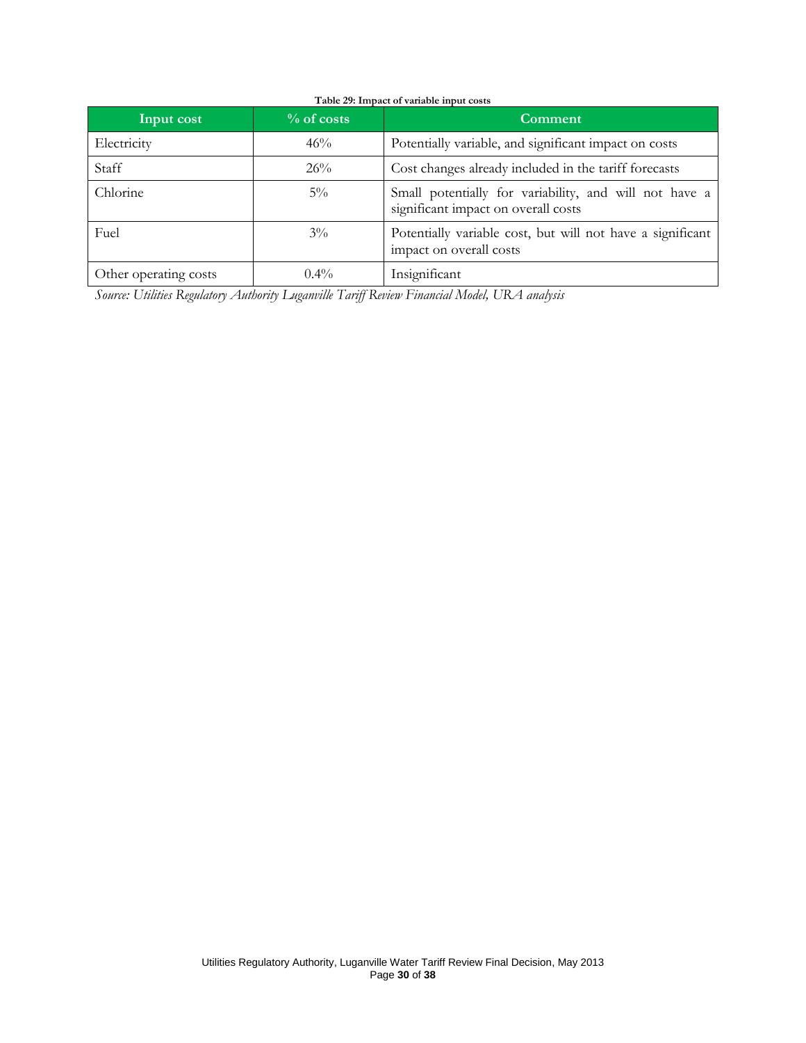**Table 29: Impact of variable input costs**

| Input cost | % of costs | Comment |
|---|---|---|
| Electricity | 46% | Potentially variable, and significant impact on costs |
| Staff | 26% | Cost changes already included in the tariff forecasts |
| Chlorine | 5% | Small potentially for variability, and will not have a significant impact on overall costs |
| Fuel | 3% | Potentially variable cost, but will not have a significant impact on overall costs |
| Other operating costs | 0.4% | Insignificant |

*Source: Utilities Regulatory Authority Luganville Tariff Review Financial Model, URA analysis*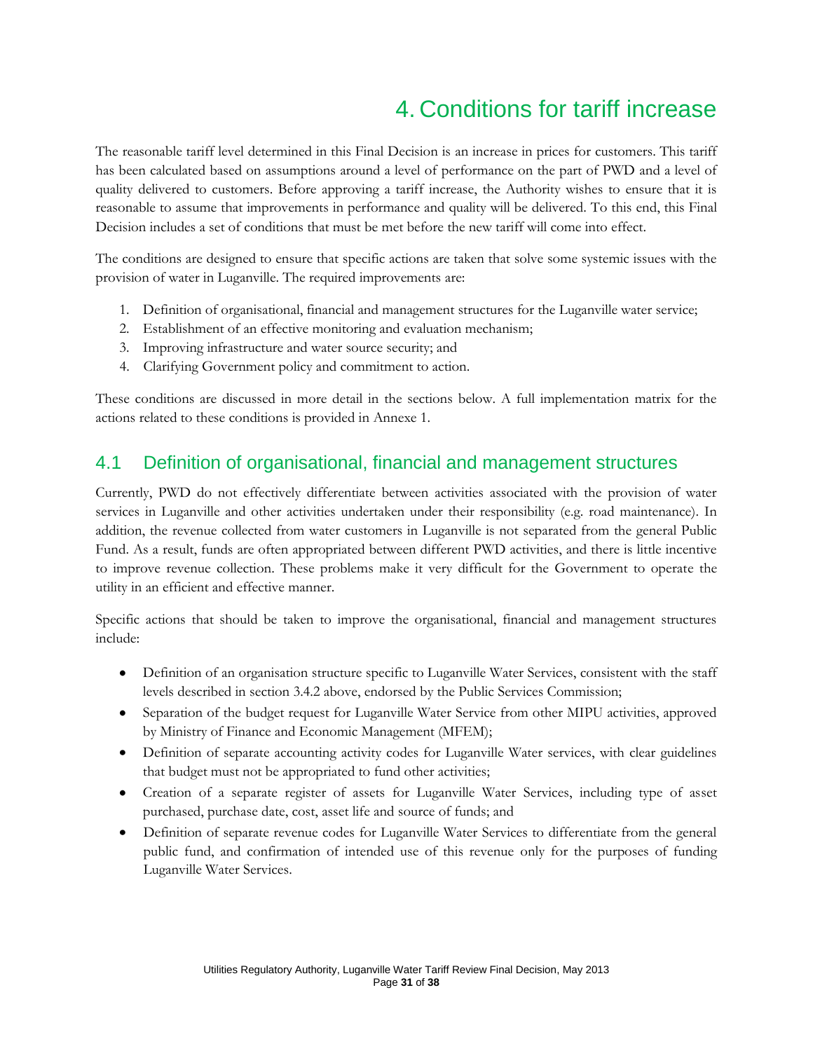# 4. Conditions for tariff increase

The reasonable tariff level determined in this Final Decision is an increase in prices for customers. This tariff has been calculated based on assumptions around a level of performance on the part of PWD and a level of quality delivered to customers. Before approving a tariff increase, the Authority wishes to ensure that it is reasonable to assume that improvements in performance and quality will be delivered. To this end, this Final Decision includes a set of conditions that must be met before the new tariff will come into effect.

The conditions are designed to ensure that specific actions are taken that solve some systemic issues with the provision of water in Luganville. The required improvements are:

1. Definition of organisational, financial and management structures for the Luganville water service;
2. Establishment of an effective monitoring and evaluation mechanism;
3. Improving infrastructure and water source security; and
4. Clarifying Government policy and commitment to action.

These conditions are discussed in more detail in the sections below. A full implementation matrix for the actions related to these conditions is provided in Annexe 1.

## 4.1 Definition of organisational, financial and management structures

Currently, PWD do not effectively differentiate between activities associated with the provision of water services in Luganville and other activities undertaken under their responsibility (e.g. road maintenance). In addition, the revenue collected from water customers in Luganville is not separated from the general Public Fund. As a result, funds are often appropriated between different PWD activities, and there is little incentive to improve revenue collection. These problems make it very difficult for the Government to operate the utility in an efficient and effective manner.

Specific actions that should be taken to improve the organisational, financial and management structures include:

- Definition of an organisation structure specific to Luganville Water Services, consistent with the staff levels described in section 3.4.2 above, endorsed by the Public Services Commission;
- Separation of the budget request for Luganville Water Service from other MIPU activities, approved by Ministry of Finance and Economic Management (MFEM);
- Definition of separate accounting activity codes for Luganville Water services, with clear guidelines that budget must not be appropriated to fund other activities;
- Creation of a separate register of assets for Luganville Water Services, including type of asset purchased, purchase date, cost, asset life and source of funds; and
- Definition of separate revenue codes for Luganville Water Services to differentiate from the general public fund, and confirmation of intended use of this revenue only for the purposes of funding Luganville Water Services.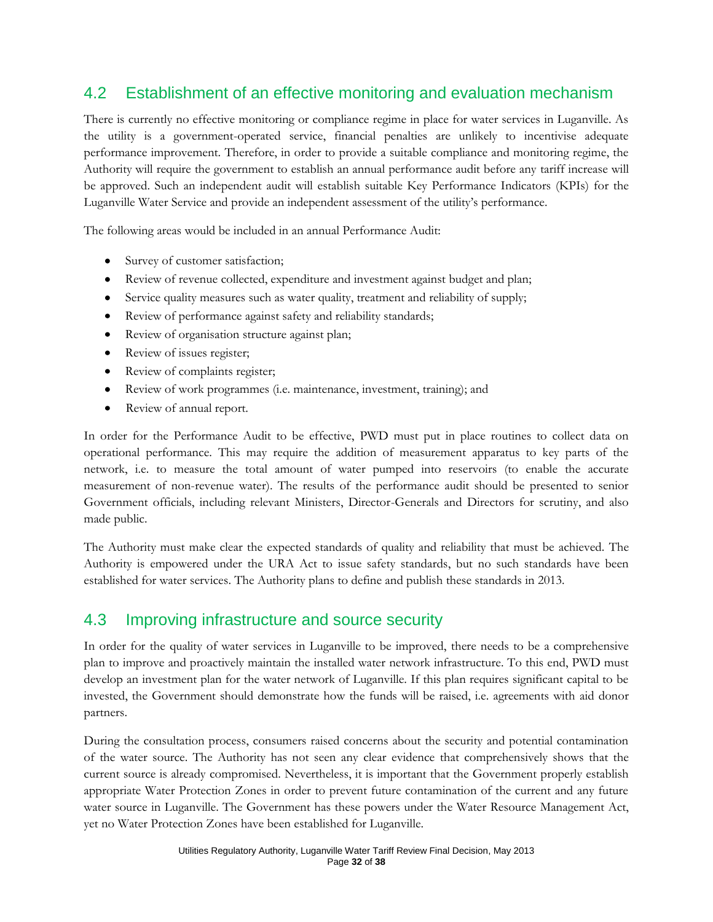## 4.2 Establishment of an effective monitoring and evaluation mechanism

There is currently no effective monitoring or compliance regime in place for water services in Luganville. As the utility is a government-operated service, financial penalties are unlikely to incentivise adequate performance improvement. Therefore, in order to provide a suitable compliance and monitoring regime, the Authority will require the government to establish an annual performance audit before any tariff increase will be approved. Such an independent audit will establish suitable Key Performance Indicators (KPIs) for the Luganville Water Service and provide an independent assessment of the utility's performance.

The following areas would be included in an annual Performance Audit:

- Survey of customer satisfaction;
- Review of revenue collected, expenditure and investment against budget and plan;
- Service quality measures such as water quality, treatment and reliability of supply;
- Review of performance against safety and reliability standards;
- Review of organisation structure against plan;
- Review of issues register;
- Review of complaints register;
- Review of work programmes (i.e. maintenance, investment, training); and
- Review of annual report.

In order for the Performance Audit to be effective, PWD must put in place routines to collect data on operational performance. This may require the addition of measurement apparatus to key parts of the network, i.e. to measure the total amount of water pumped into reservoirs (to enable the accurate measurement of non-revenue water). The results of the performance audit should be presented to senior Government officials, including relevant Ministers, Director-Generals and Directors for scrutiny, and also made public.

The Authority must make clear the expected standards of quality and reliability that must be achieved. The Authority is empowered under the URA Act to issue safety standards, but no such standards have been established for water services. The Authority plans to define and publish these standards in 2013.

## 4.3 Improving infrastructure and source security

In order for the quality of water services in Luganville to be improved, there needs to be a comprehensive plan to improve and proactively maintain the installed water network infrastructure. To this end, PWD must develop an investment plan for the water network of Luganville. If this plan requires significant capital to be invested, the Government should demonstrate how the funds will be raised, i.e. agreements with aid donor partners.

During the consultation process, consumers raised concerns about the security and potential contamination of the water source. The Authority has not seen any clear evidence that comprehensively shows that the current source is already compromised. Nevertheless, it is important that the Government properly establish appropriate Water Protection Zones in order to prevent future contamination of the current and any future water source in Luganville. The Government has these powers under the Water Resource Management Act, yet no Water Protection Zones have been established for Luganville.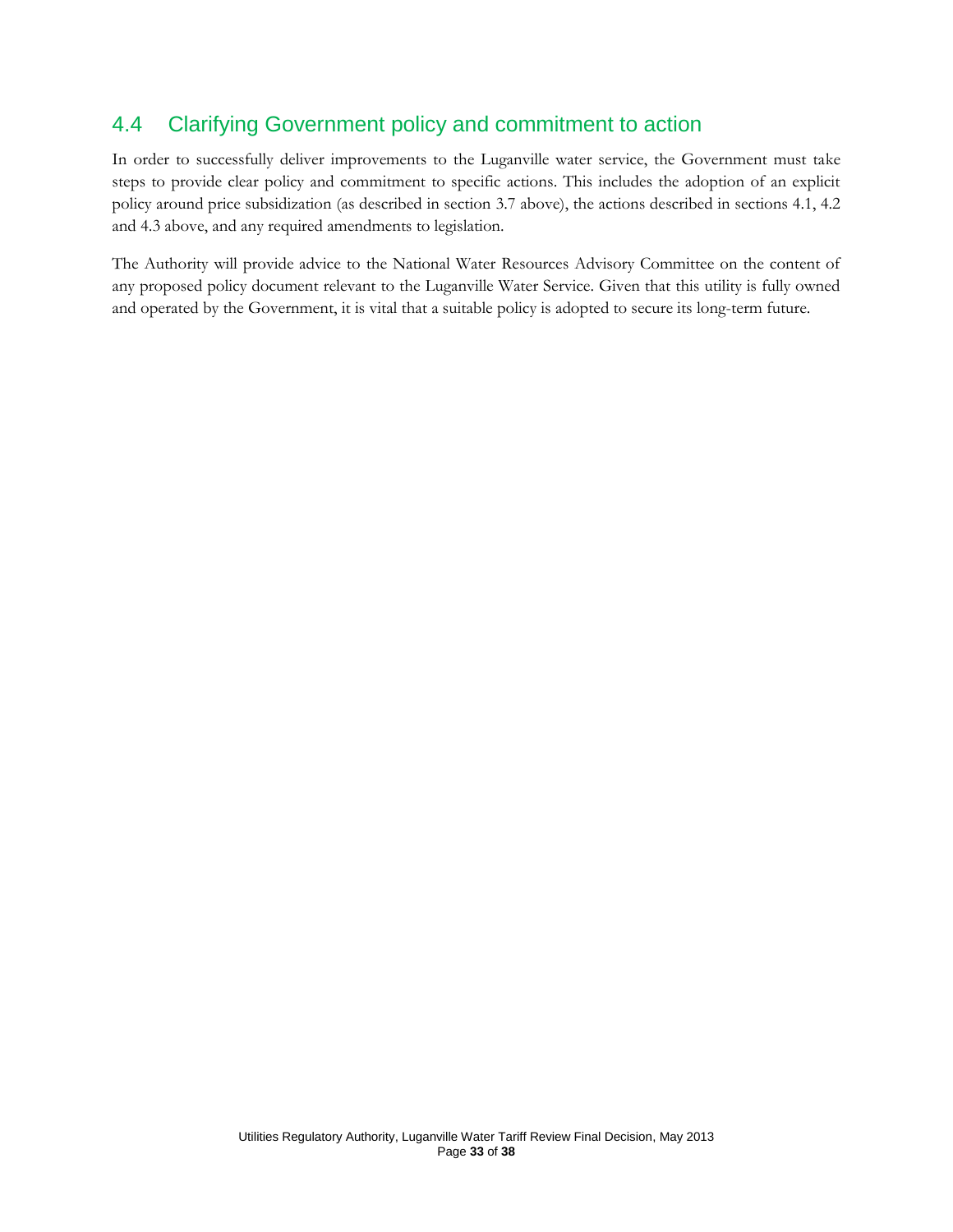## 4.4 Clarifying Government policy and commitment to action

In order to successfully deliver improvements to the Luganville water service, the Government must take steps to provide clear policy and commitment to specific actions. This includes the adoption of an explicit policy around price subsidization (as described in section 3.7 above), the actions described in sections 4.1, 4.2 and 4.3 above, and any required amendments to legislation.

The Authority will provide advice to the National Water Resources Advisory Committee on the content of any proposed policy document relevant to the Luganville Water Service. Given that this utility is fully owned and operated by the Government, it is vital that a suitable policy is adopted to secure its long-term future.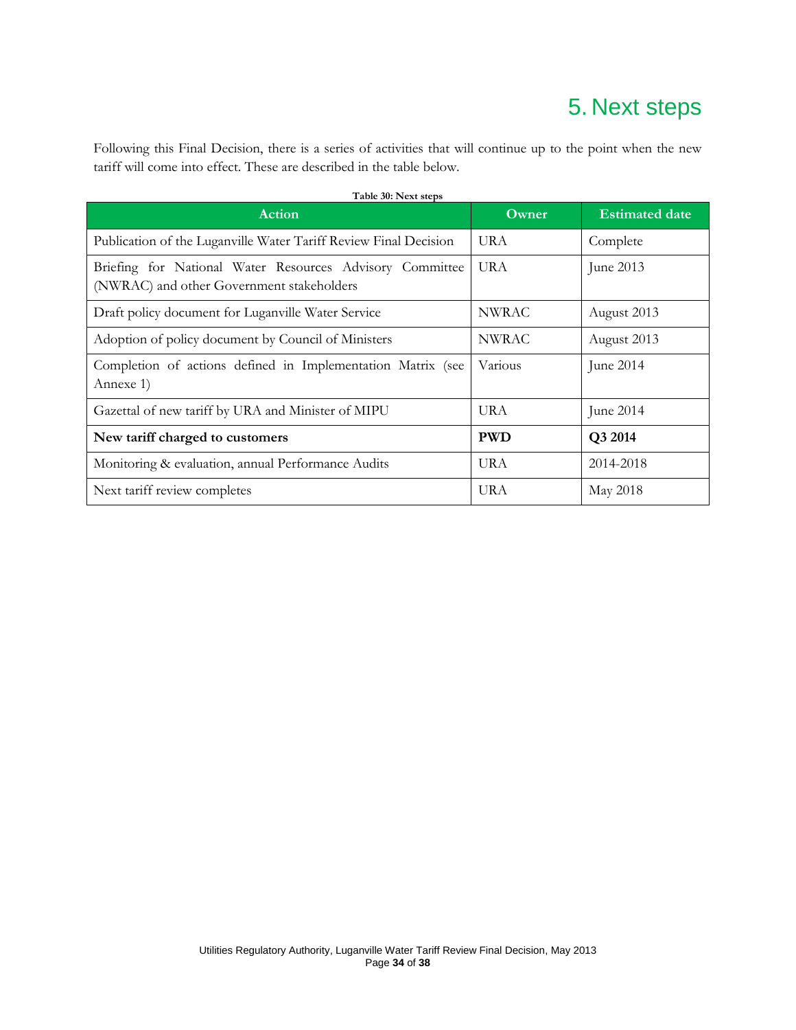# 5. Next steps

Following this Final Decision, there is a series of activities that will continue up to the point when the new tariff will come into effect. These are described in the table below.

**Table 30: Next steps**

| Action | Owner | Estimated date |
|---|---|---|
| Publication of the Luganville Water Tariff Review Final Decision | URA | Complete |
| Briefing for National Water Resources Advisory Committee (NWRAC) and other Government stakeholders | URA | June 2013 |
| Draft policy document for Luganville Water Service | NWRAC | August 2013 |
| Adoption of policy document by Council of Ministers | NWRAC | August 2013 |
| Completion of actions defined in Implementation Matrix (see Annexe 1) | Various | June 2014 |
| Gazettal of new tariff by URA and Minister of MIPU | URA | June 2014 |
| **New tariff charged to customers** | **PWD** | **Q3 2014** |
| Monitoring & evaluation, annual Performance Audits | URA | 2014-2018 |
| Next tariff review completes | URA | May 2018 |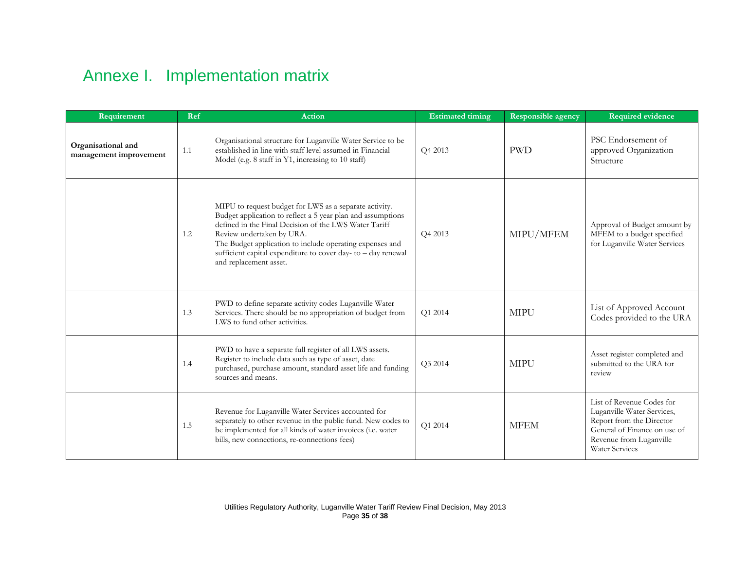# Annexe I. Implementation matrix

| Requirement | Ref | Action | Estimated timing | Responsible agency | Required evidence |
|---|---|---|---|---|---|
| **Organisational and management improvement** | 1.1 | Organisational structure for Luganville Water Service to be established in line with staff level assumed in Financial Model (e.g. 8 staff in Y1, increasing to 10 staff) | Q4 2013 | PWD | PSC Endorsement of approved Organization Structure |
| | 1.2 | MIPU to request budget for LWS as a separate activity. Budget application to reflect a 5 year plan and assumptions defined in the Final Decision of the LWS Water Tariff Review undertaken by URA. The Budget application to include operating expenses and sufficient capital expenditure to cover day- to – day renewal and replacement asset. | Q4 2013 | MIPU/MFEM | Approval of Budget amount by MFEM to a budget specified for Luganville Water Services |
| | 1.3 | PWD to define separate activity codes Luganville Water Services. There should be no appropriation of budget from LWS to fund other activities. | Q1 2014 | MIPU | List of Approved Account Codes provided to the URA |
| | 1.4 | PWD to have a separate full register of all LWS assets. Register to include data such as type of asset, date purchased, purchase amount, standard asset life and funding sources and means. | Q3 2014 | MIPU | Asset register completed and submitted to the URA for review |
| | 1.5 | Revenue for Luganville Water Services accounted for separately to other revenue in the public fund. New codes to be implemented for all kinds of water invoices (i.e. water bills, new connections, re-connections fees) | Q1 2014 | MFEM | List of Revenue Codes for Luganville Water Services, Report from the Director General of Finance on use of Revenue from Luganville Water Services |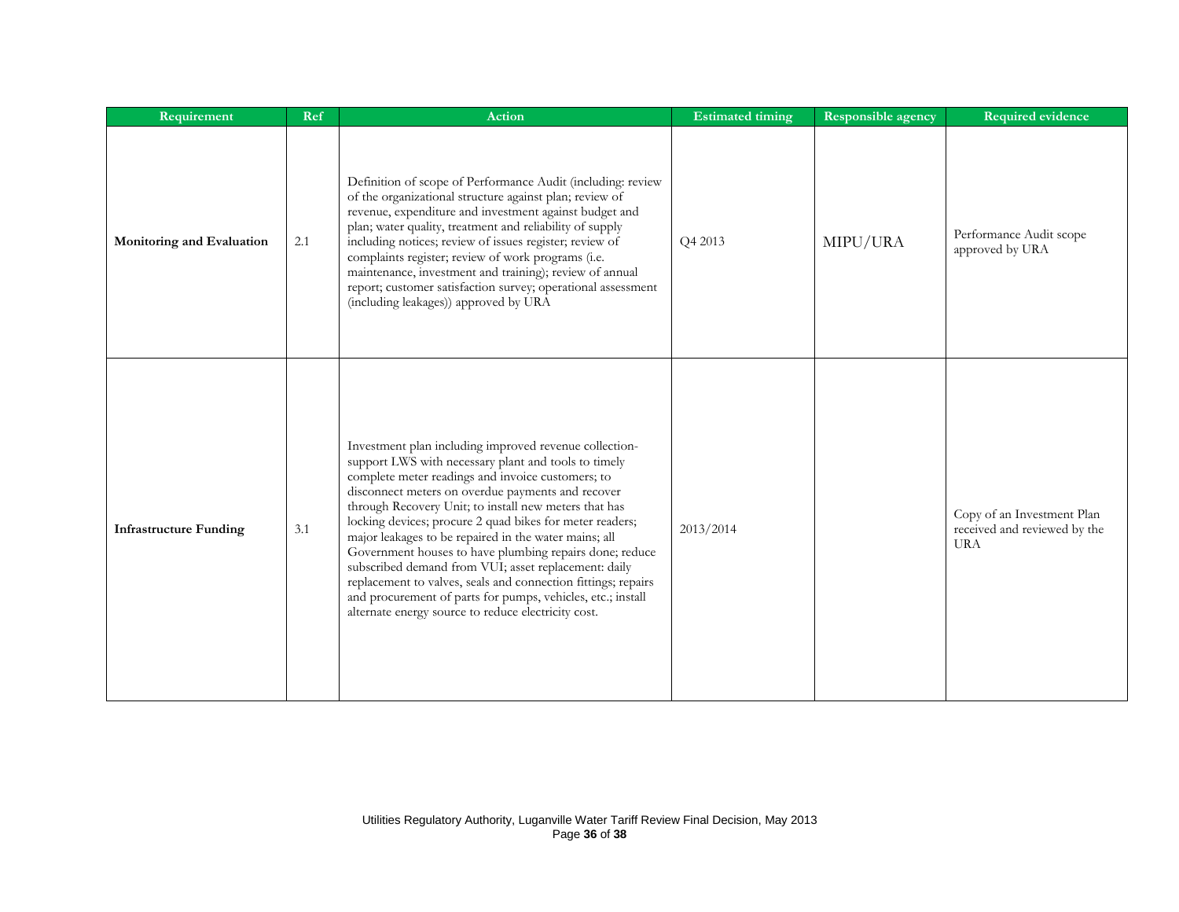| Requirement | Ref | Action | Estimated timing | Responsible agency | Required evidence |
|---|---|---|---|---|---|
| **Monitoring and Evaluation** | 2.1 | Definition of scope of Performance Audit (including: review of the organizational structure against plan; review of revenue, expenditure and investment against budget and plan; water quality, treatment and reliability of supply including notices; review of issues register; review of complaints register; review of work programs (i.e. maintenance, investment and training); review of annual report; customer satisfaction survey; operational assessment (including leakages)) approved by URA | Q4 2013 | MIPU/URA | Performance Audit scope approved by URA |
| **Infrastructure Funding** | 3.1 | Investment plan including improved revenue collection-support LWS with necessary plant and tools to timely complete meter readings and invoice customers; to disconnect meters on overdue payments and recover through Recovery Unit; to install new meters that has locking devices; procure 2 quad bikes for meter readers; major leakages to be repaired in the water mains; all Government houses to have plumbing repairs done; reduce subscribed demand from VUI; asset replacement: daily replacement to valves, seals and connection fittings; repairs and procurement of parts for pumps, vehicles, etc.; install alternate energy source to reduce electricity cost. | 2013/2014 | | Copy of an Investment Plan received and reviewed by the URA |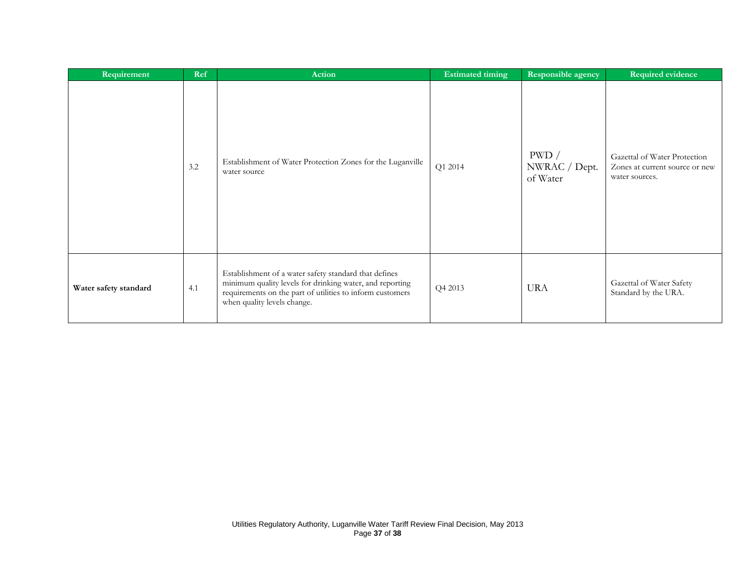| Requirement | Ref | Action | Estimated timing | Responsible agency | Required evidence |
|---|---|---|---|---|---|
| | 3.2 | Establishment of Water Protection Zones for the Luganville water source | Q1 2014 | PWD / NWRAC / Dept. of Water | Gazettal of Water Protection Zones at current source or new water sources. |
| **Water safety standard** | 4.1 | Establishment of a water safety standard that defines minimum quality levels for drinking water, and reporting requirements on the part of utilities to inform customers when quality levels change. | Q4 2013 | URA | Gazettal of Water Safety Standard by the URA. |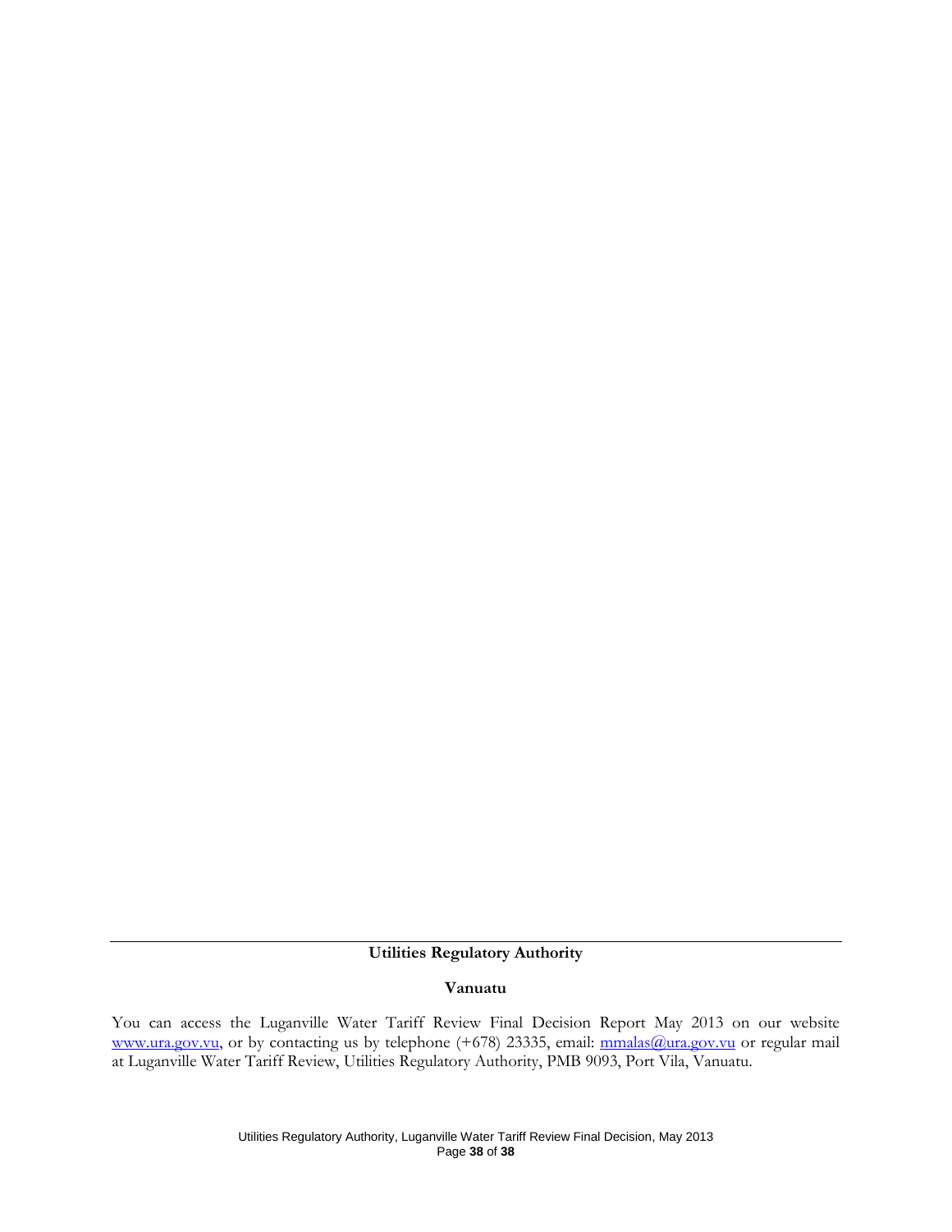**Utilities Regulatory Authority**

**Vanuatu**

You can access the Luganville Water Tariff Review Final Decision Report May 2013 on our website www.ura.gov.vu, or by contacting us by telephone (+678) 23335, email: mmalas@ura.gov.vu or regular mail at Luganville Water Tariff Review, Utilities Regulatory Authority, PMB 9093, Port Vila, Vanuatu.